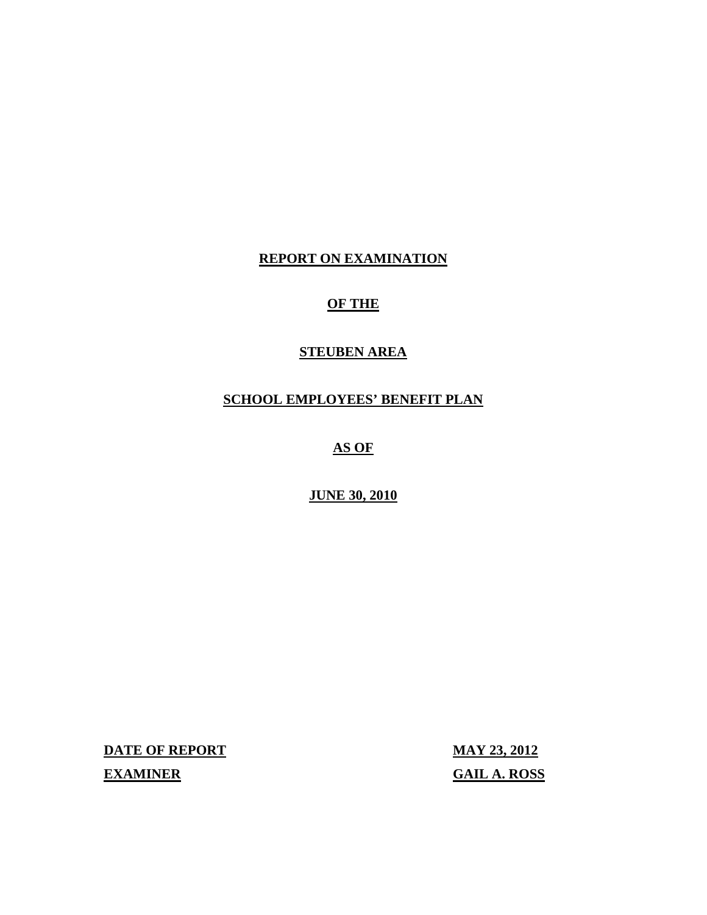# REPORT ON EXAMINATION

# OF THE

# STEUBEN AREA

# SCHOOL EMPLOYEES' BENEFIT PLAN

# AS OF

# JUNE 30, 2010

**DATE OF REPORT** **MAY 23, 2012**

**EXAMINER** **GAIL A. ROSS**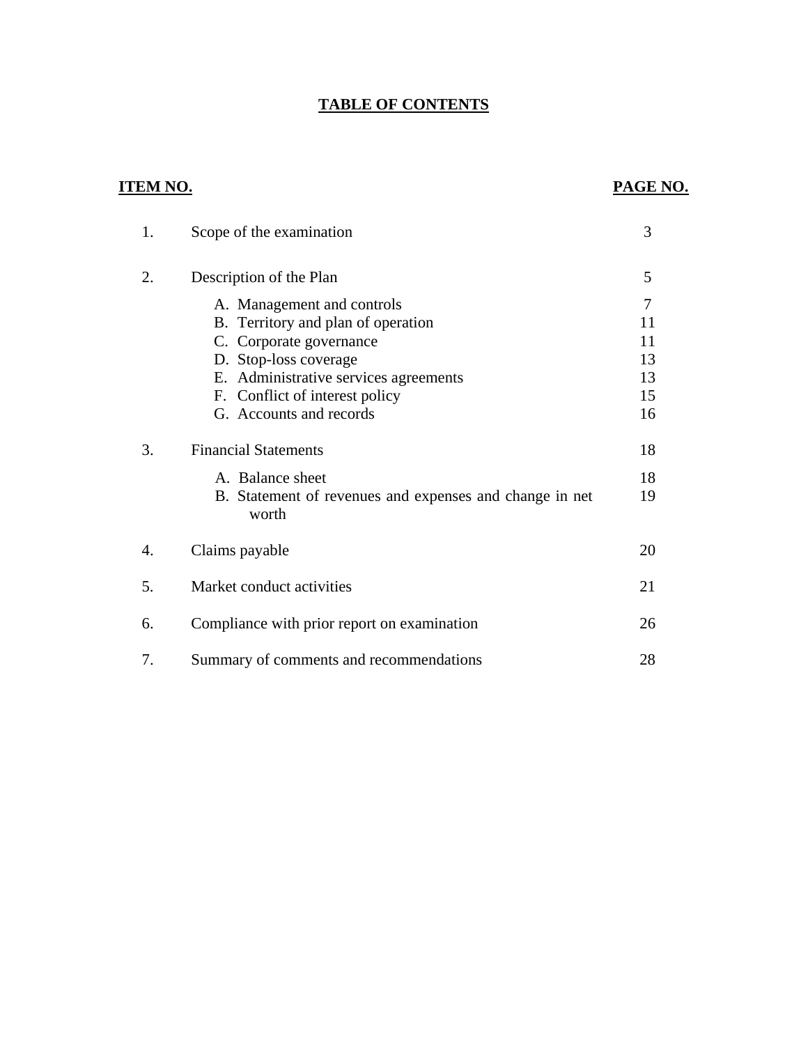# TABLE OF CONTENTS

| ITEM NO. | | PAGE NO. |
|---|---|---|
| 1. | Scope of the examination | 3 |
| 2. | Description of the Plan | 5 |
| | A. Management and controls | 7 |
| | B. Territory and plan of operation | 11 |
| | C. Corporate governance | 11 |
| | D. Stop-loss coverage | 13 |
| | E. Administrative services agreements | 13 |
| | F. Conflict of interest policy | 15 |
| | G. Accounts and records | 16 |
| 3. | Financial Statements | 18 |
| | A. Balance sheet | 18 |
| | B. Statement of revenues and expenses and change in net worth | 19 |
| 4. | Claims payable | 20 |
| 5. | Market conduct activities | 21 |
| 6. | Compliance with prior report on examination | 26 |
| 7. | Summary of comments and recommendations | 28 |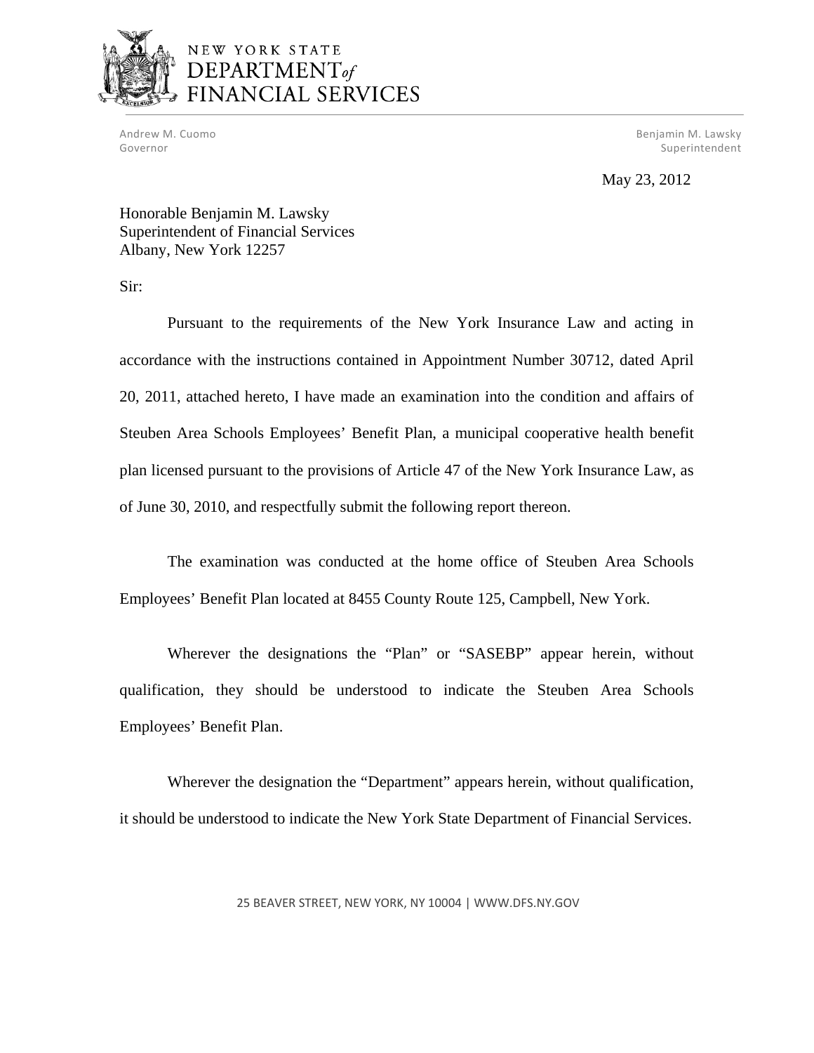NEW YORK STATE
DEPARTMENT *of*
FINANCIAL SERVICES

Andrew M. Cuomo
Governor

Benjamin M. Lawsky
Superintendent

May 23, 2012

Honorable Benjamin M. Lawsky
Superintendent of Financial Services
Albany, New York 12257

Sir:

Pursuant to the requirements of the New York Insurance Law and acting in accordance with the instructions contained in Appointment Number 30712, dated April 20, 2011, attached hereto, I have made an examination into the condition and affairs of Steuben Area Schools Employees' Benefit Plan, a municipal cooperative health benefit plan licensed pursuant to the provisions of Article 47 of the New York Insurance Law, as of June 30, 2010, and respectfully submit the following report thereon.

The examination was conducted at the home office of Steuben Area Schools Employees' Benefit Plan located at 8455 County Route 125, Campbell, New York.

Wherever the designations the "Plan" or "SASEBP" appear herein, without qualification, they should be understood to indicate the Steuben Area Schools Employees' Benefit Plan.

Wherever the designation the "Department" appears herein, without qualification, it should be understood to indicate the New York State Department of Financial Services.

25 BEAVER STREET, NEW YORK, NY 10004 | WWW.DFS.NY.GOV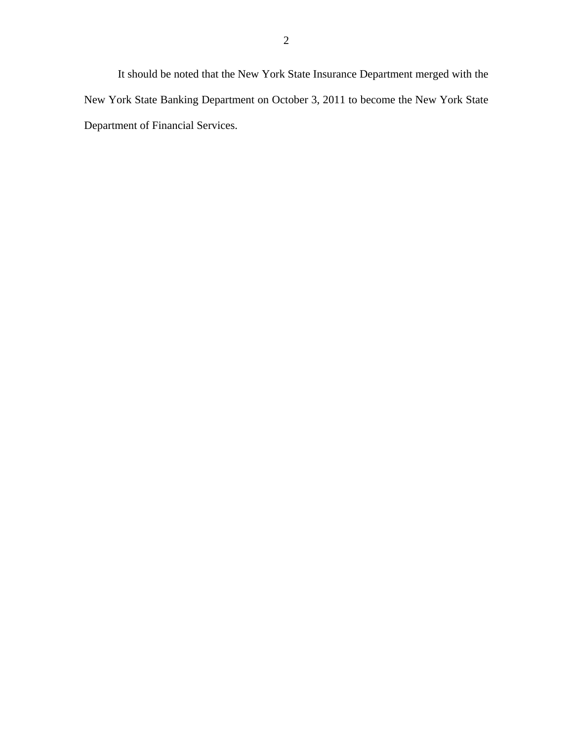It should be noted that the New York State Insurance Department merged with the New York State Banking Department on October 3, 2011 to become the New York State Department of Financial Services.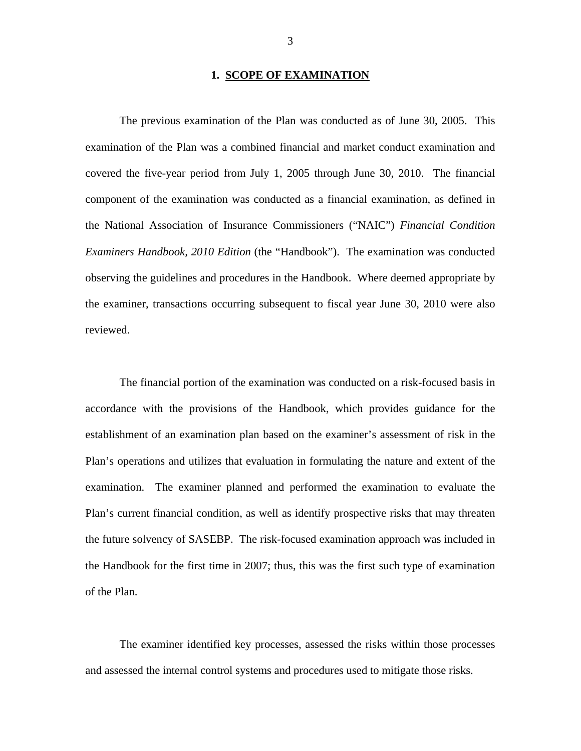## 1. SCOPE OF EXAMINATION

The previous examination of the Plan was conducted as of June 30, 2005. This examination of the Plan was a combined financial and market conduct examination and covered the five-year period from July 1, 2005 through June 30, 2010. The financial component of the examination was conducted as a financial examination, as defined in the National Association of Insurance Commissioners ("NAIC") *Financial Condition Examiners Handbook, 2010 Edition* (the "Handbook"). The examination was conducted observing the guidelines and procedures in the Handbook. Where deemed appropriate by the examiner, transactions occurring subsequent to fiscal year June 30, 2010 were also reviewed.

The financial portion of the examination was conducted on a risk-focused basis in accordance with the provisions of the Handbook, which provides guidance for the establishment of an examination plan based on the examiner's assessment of risk in the Plan's operations and utilizes that evaluation in formulating the nature and extent of the examination. The examiner planned and performed the examination to evaluate the Plan's current financial condition, as well as identify prospective risks that may threaten the future solvency of SASEBP. The risk-focused examination approach was included in the Handbook for the first time in 2007; thus, this was the first such type of examination of the Plan.

The examiner identified key processes, assessed the risks within those processes and assessed the internal control systems and procedures used to mitigate those risks.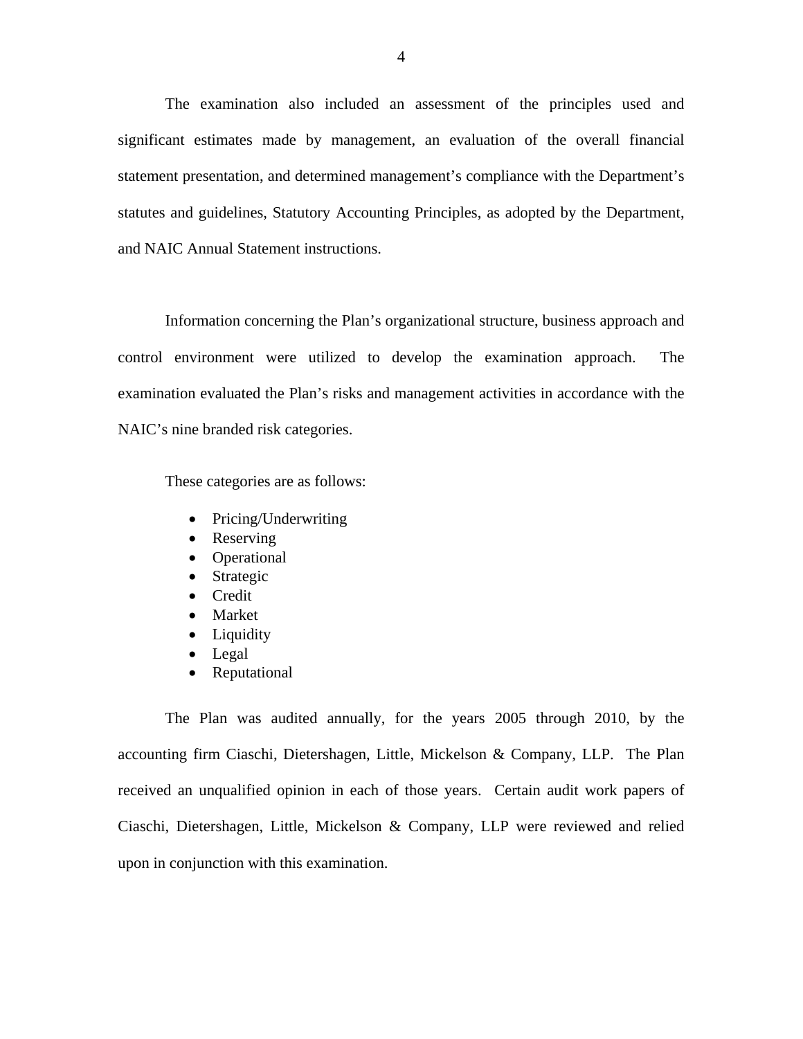The examination also included an assessment of the principles used and significant estimates made by management, an evaluation of the overall financial statement presentation, and determined management's compliance with the Department's statutes and guidelines, Statutory Accounting Principles, as adopted by the Department, and NAIC Annual Statement instructions.

Information concerning the Plan's organizational structure, business approach and control environment were utilized to develop the examination approach. The examination evaluated the Plan's risks and management activities in accordance with the NAIC's nine branded risk categories.

These categories are as follows:

- Pricing/Underwriting
- Reserving
- Operational
- Strategic
- Credit
- Market
- Liquidity
- Legal
- Reputational

The Plan was audited annually, for the years 2005 through 2010, by the accounting firm Ciaschi, Dietershagen, Little, Mickelson & Company, LLP. The Plan received an unqualified opinion in each of those years. Certain audit work papers of Ciaschi, Dietershagen, Little, Mickelson & Company, LLP were reviewed and relied upon in conjunction with this examination.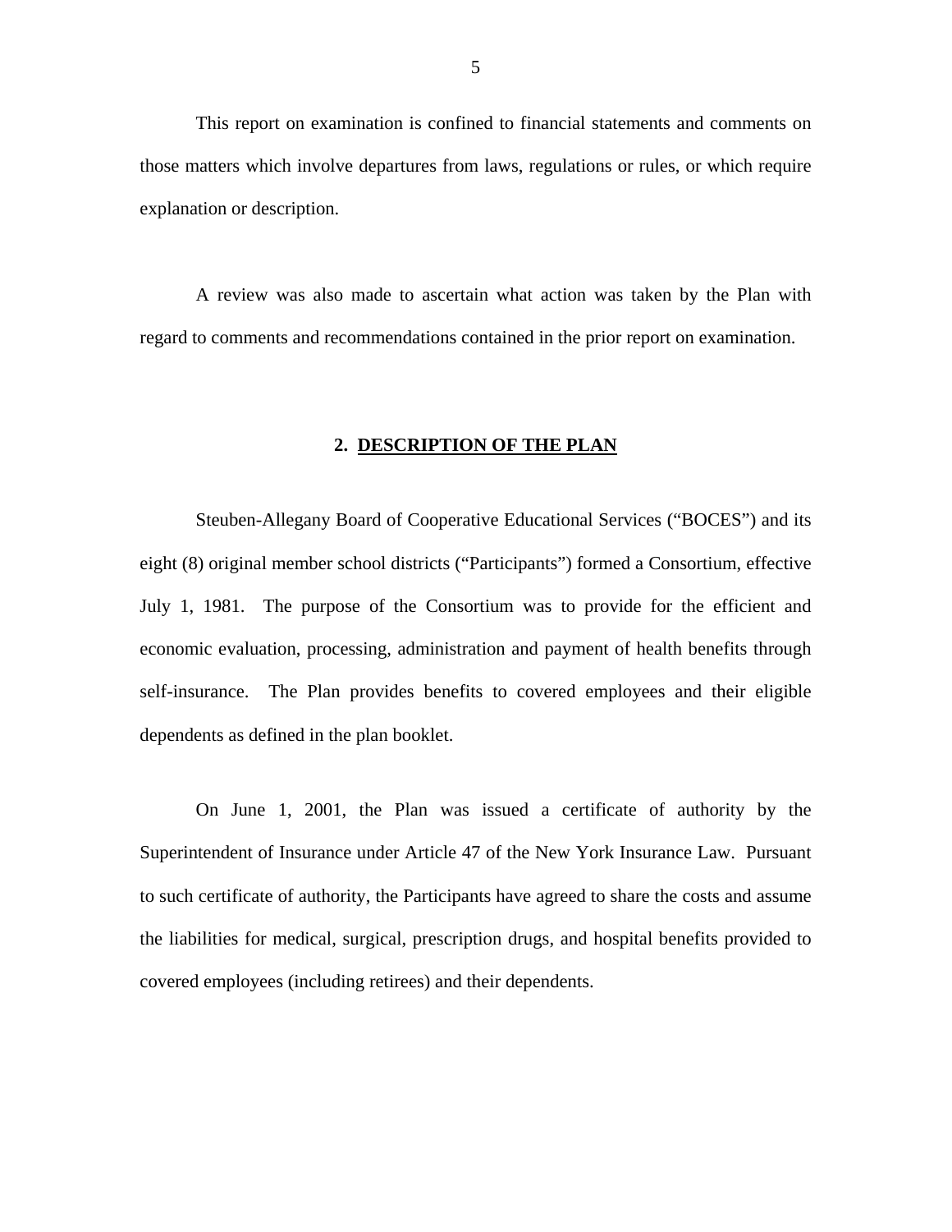This report on examination is confined to financial statements and comments on those matters which involve departures from laws, regulations or rules, or which require explanation or description.

A review was also made to ascertain what action was taken by the Plan with regard to comments and recommendations contained in the prior report on examination.

## 2. DESCRIPTION OF THE PLAN

Steuben-Allegany Board of Cooperative Educational Services ("BOCES") and its eight (8) original member school districts ("Participants") formed a Consortium, effective July 1, 1981. The purpose of the Consortium was to provide for the efficient and economic evaluation, processing, administration and payment of health benefits through self-insurance. The Plan provides benefits to covered employees and their eligible dependents as defined in the plan booklet.

On June 1, 2001, the Plan was issued a certificate of authority by the Superintendent of Insurance under Article 47 of the New York Insurance Law. Pursuant to such certificate of authority, the Participants have agreed to share the costs and assume the liabilities for medical, surgical, prescription drugs, and hospital benefits provided to covered employees (including retirees) and their dependents.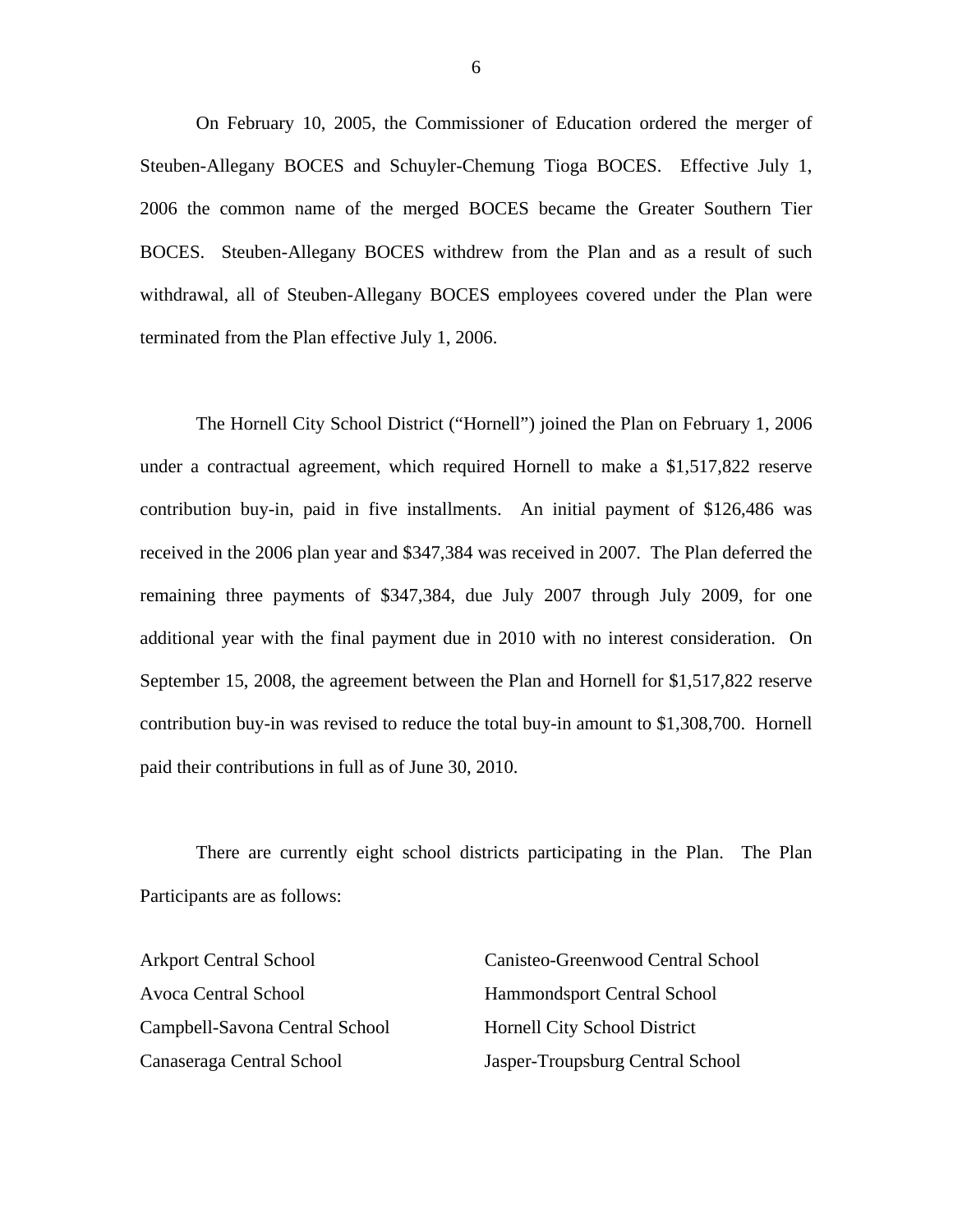On February 10, 2005, the Commissioner of Education ordered the merger of Steuben-Allegany BOCES and Schuyler-Chemung Tioga BOCES. Effective July 1, 2006 the common name of the merged BOCES became the Greater Southern Tier BOCES. Steuben-Allegany BOCES withdrew from the Plan and as a result of such withdrawal, all of Steuben-Allegany BOCES employees covered under the Plan were terminated from the Plan effective July 1, 2006.

The Hornell City School District ("Hornell") joined the Plan on February 1, 2006 under a contractual agreement, which required Hornell to make a $1,517,822 reserve contribution buy-in, paid in five installments. An initial payment of $126,486 was received in the 2006 plan year and $347,384 was received in 2007. The Plan deferred the remaining three payments of $347,384, due July 2007 through July 2009, for one additional year with the final payment due in 2010 with no interest consideration. On September 15, 2008, the agreement between the Plan and Hornell for $1,517,822 reserve contribution buy-in was revised to reduce the total buy-in amount to $1,308,700. Hornell paid their contributions in full as of June 30, 2010.

There are currently eight school districts participating in the Plan. The Plan Participants are as follows:

Arkport Central School
Avoca Central School
Campbell-Savona Central School
Canaseraga Central School
Canisteo-Greenwood Central School
Hammondsport Central School
Hornell City School District
Jasper-Troupsburg Central School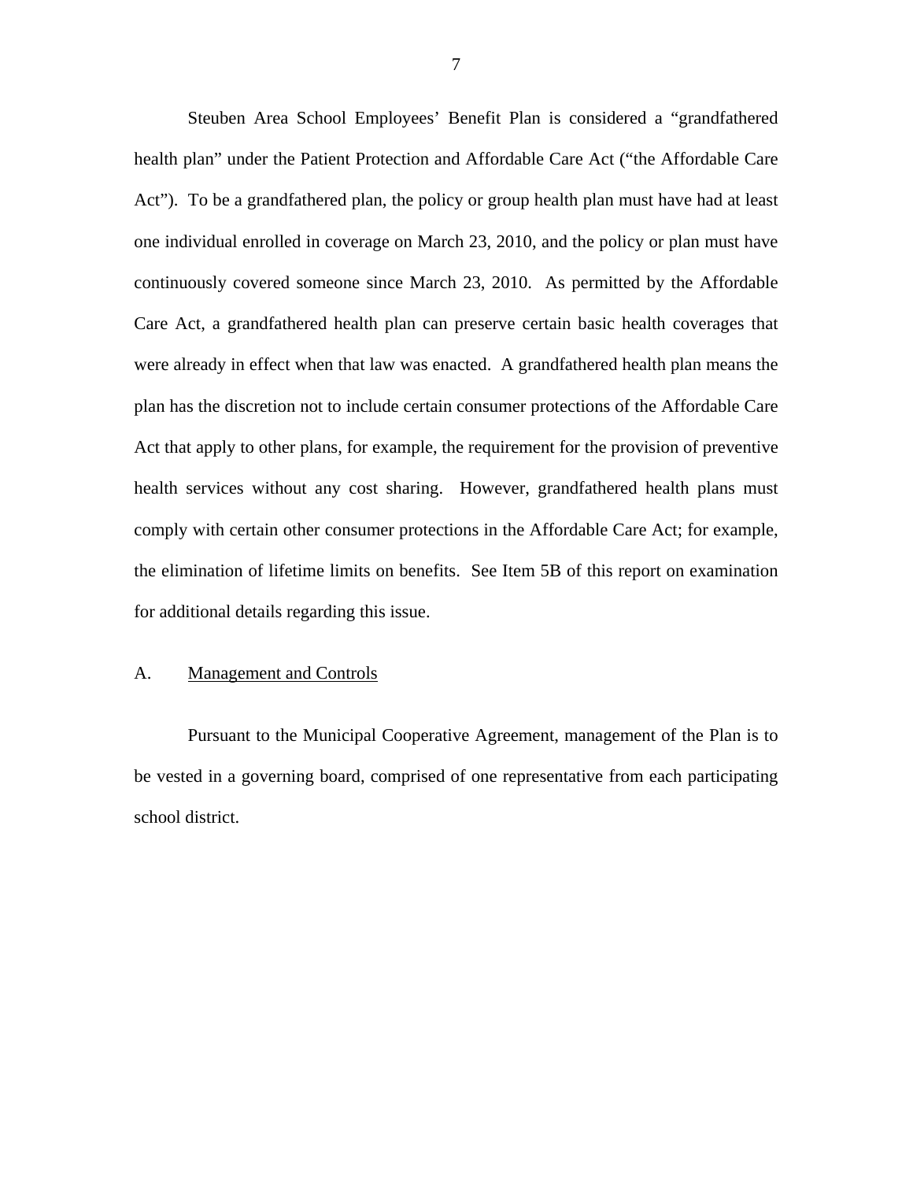Steuben Area School Employees' Benefit Plan is considered a "grandfathered health plan" under the Patient Protection and Affordable Care Act ("the Affordable Care Act"). To be a grandfathered plan, the policy or group health plan must have had at least one individual enrolled in coverage on March 23, 2010, and the policy or plan must have continuously covered someone since March 23, 2010. As permitted by the Affordable Care Act, a grandfathered health plan can preserve certain basic health coverages that were already in effect when that law was enacted. A grandfathered health plan means the plan has the discretion not to include certain consumer protections of the Affordable Care Act that apply to other plans, for example, the requirement for the provision of preventive health services without any cost sharing. However, grandfathered health plans must comply with certain other consumer protections in the Affordable Care Act; for example, the elimination of lifetime limits on benefits. See Item 5B of this report on examination for additional details regarding this issue.

## A. Management and Controls

Pursuant to the Municipal Cooperative Agreement, management of the Plan is to be vested in a governing board, comprised of one representative from each participating school district.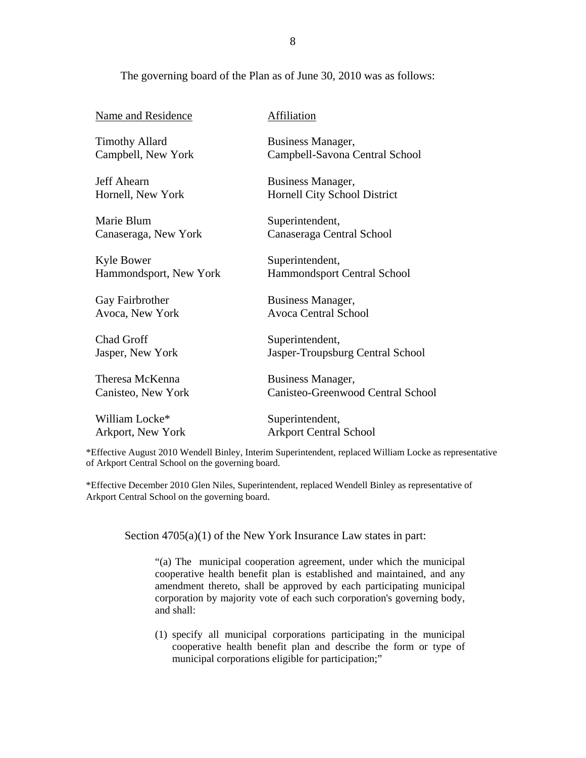The governing board of the Plan as of June 30, 2010 was as follows:

| Name and Residence | Affiliation |
|---|---|
| Timothy Allard<br>Campbell, New York | Business Manager,<br>Campbell-Savona Central School |
| Jeff Ahearn<br>Hornell, New York | Business Manager,<br>Hornell City School District |
| Marie Blum<br>Canaseraga, New York | Superintendent,<br>Canaseraga Central School |
| Kyle Bower<br>Hammondsport, New York | Superintendent,<br>Hammondsport Central School |
| Gay Fairbrother<br>Avoca, New York | Business Manager,<br>Avoca Central School |
| Chad Groff<br>Jasper, New York | Superintendent,<br>Jasper-Troupsburg Central School |
| Theresa McKenna<br>Canisteo, New York | Business Manager,<br>Canisteo-Greenwood Central School |
| William Locke*<br>Arkport, New York | Superintendent,<br>Arkport Central School |

*Effective August 2010 Wendell Binley, Interim Superintendent, replaced William Locke as representative of Arkport Central School on the governing board.

*Effective December 2010 Glen Niles, Superintendent, replaced Wendell Binley as representative of Arkport Central School on the governing board.

Section 4705(a)(1) of the New York Insurance Law states in part:

> "(a) The municipal cooperation agreement, under which the municipal cooperative health benefit plan is established and maintained, and any amendment thereto, shall be approved by each participating municipal corporation by majority vote of each such corporation's governing body, and shall:
>
> (1) specify all municipal corporations participating in the municipal cooperative health benefit plan and describe the form or type of municipal corporations eligible for participation;"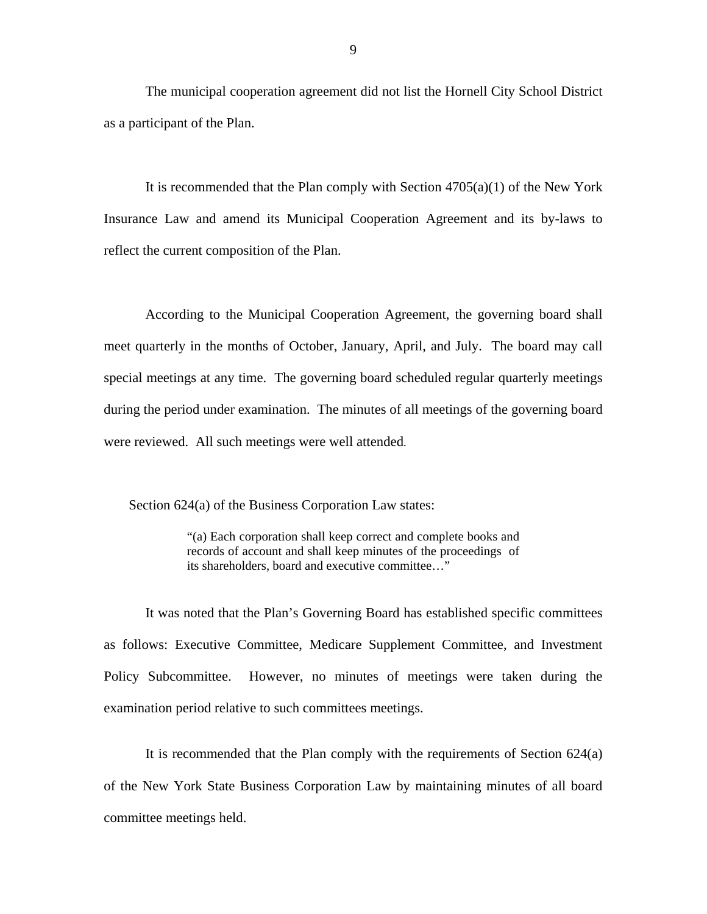The municipal cooperation agreement did not list the Hornell City School District as a participant of the Plan.

It is recommended that the Plan comply with Section 4705(a)(1) of the New York Insurance Law and amend its Municipal Cooperation Agreement and its by-laws to reflect the current composition of the Plan.

According to the Municipal Cooperation Agreement, the governing board shall meet quarterly in the months of October, January, April, and July. The board may call special meetings at any time. The governing board scheduled regular quarterly meetings during the period under examination. The minutes of all meetings of the governing board were reviewed. All such meetings were well attended.

Section 624(a) of the Business Corporation Law states:

> "(a) Each corporation shall keep correct and complete books and records of account and shall keep minutes of the proceedings of its shareholders, board and executive committee…"

It was noted that the Plan's Governing Board has established specific committees as follows: Executive Committee, Medicare Supplement Committee, and Investment Policy Subcommittee. However, no minutes of meetings were taken during the examination period relative to such committees meetings.

It is recommended that the Plan comply with the requirements of Section 624(a) of the New York State Business Corporation Law by maintaining minutes of all board committee meetings held.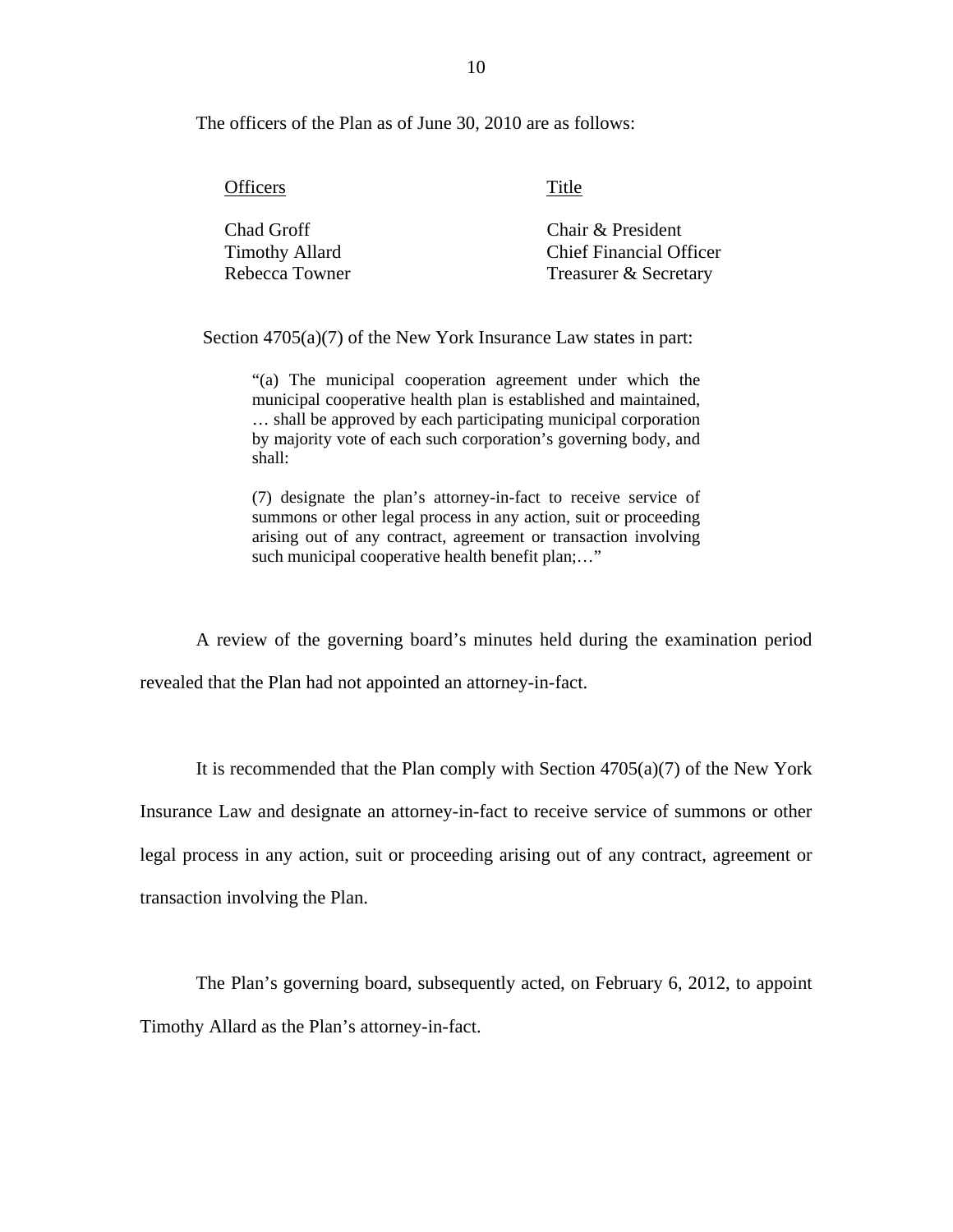The officers of the Plan as of June 30, 2010 are as follows:

| Officers | Title |
|---|---|
| Chad Groff | Chair & President |
| Timothy Allard | Chief Financial Officer |
| Rebecca Towner | Treasurer & Secretary |

Section 4705(a)(7) of the New York Insurance Law states in part:

> "(a) The municipal cooperation agreement under which the municipal cooperative health plan is established and maintained, … shall be approved by each participating municipal corporation by majority vote of each such corporation's governing body, and shall:
>
> (7) designate the plan's attorney-in-fact to receive service of summons or other legal process in any action, suit or proceeding arising out of any contract, agreement or transaction involving such municipal cooperative health benefit plan;…"

A review of the governing board's minutes held during the examination period revealed that the Plan had not appointed an attorney-in-fact.

It is recommended that the Plan comply with Section 4705(a)(7) of the New York Insurance Law and designate an attorney-in-fact to receive service of summons or other legal process in any action, suit or proceeding arising out of any contract, agreement or transaction involving the Plan.

The Plan's governing board, subsequently acted, on February 6, 2012, to appoint Timothy Allard as the Plan's attorney-in-fact.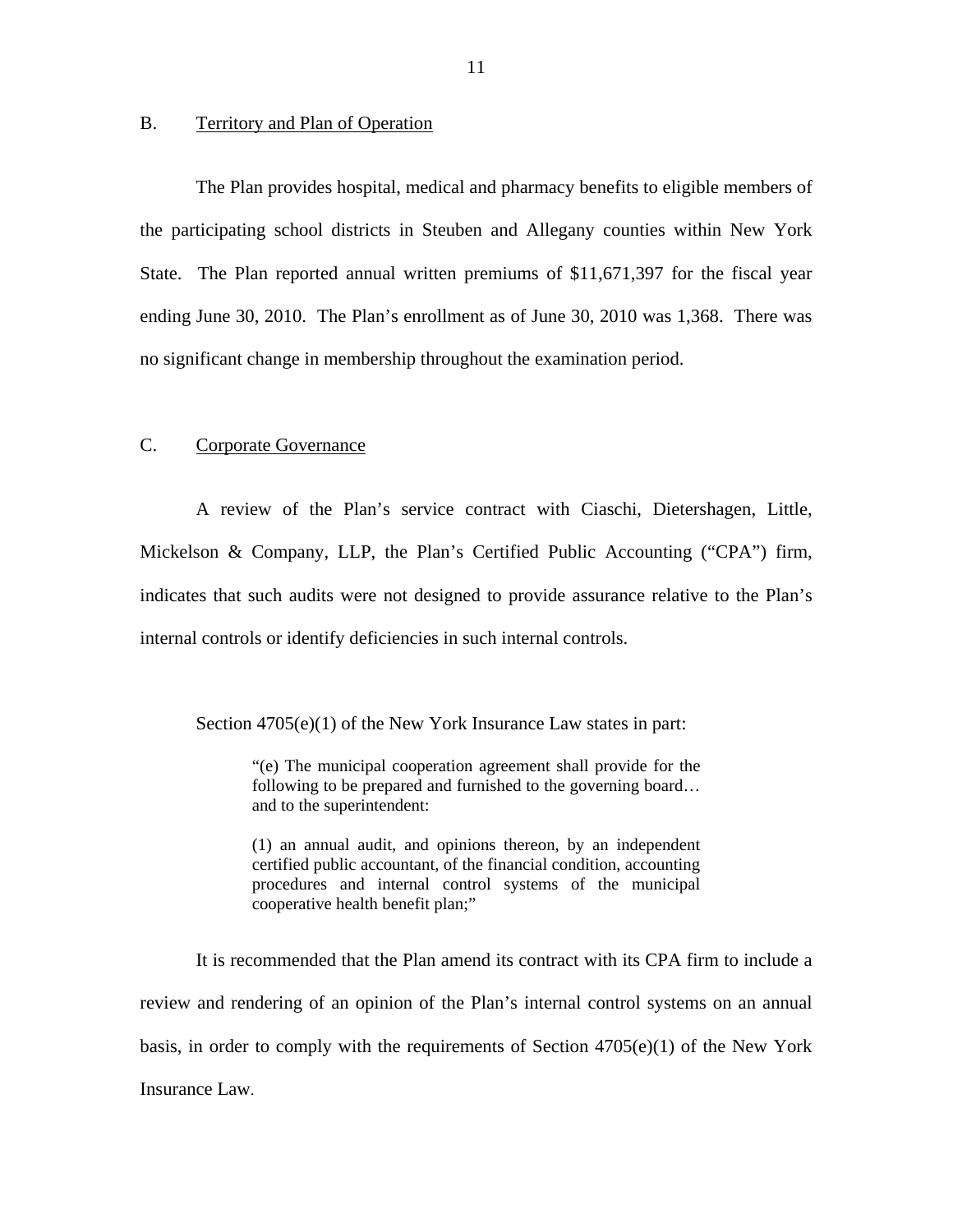## B. Territory and Plan of Operation

The Plan provides hospital, medical and pharmacy benefits to eligible members of the participating school districts in Steuben and Allegany counties within New York State. The Plan reported annual written premiums of $11,671,397 for the fiscal year ending June 30, 2010. The Plan's enrollment as of June 30, 2010 was 1,368. There was no significant change in membership throughout the examination period.

## C. Corporate Governance

A review of the Plan's service contract with Ciaschi, Dietershagen, Little, Mickelson & Company, LLP, the Plan's Certified Public Accounting ("CPA") firm, indicates that such audits were not designed to provide assurance relative to the Plan's internal controls or identify deficiencies in such internal controls.

Section 4705(e)(1) of the New York Insurance Law states in part:

> "(e) The municipal cooperation agreement shall provide for the following to be prepared and furnished to the governing board… and to the superintendent:
>
> (1) an annual audit, and opinions thereon, by an independent certified public accountant, of the financial condition, accounting procedures and internal control systems of the municipal cooperative health benefit plan;"

It is recommended that the Plan amend its contract with its CPA firm to include a review and rendering of an opinion of the Plan's internal control systems on an annual basis, in order to comply with the requirements of Section 4705(e)(1) of the New York Insurance Law.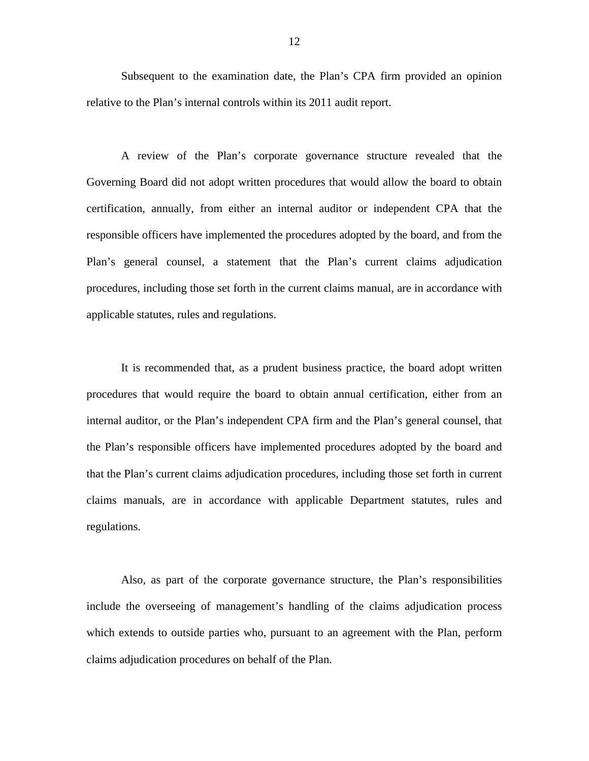Subsequent to the examination date, the Plan's CPA firm provided an opinion relative to the Plan's internal controls within its 2011 audit report.

A review of the Plan's corporate governance structure revealed that the Governing Board did not adopt written procedures that would allow the board to obtain certification, annually, from either an internal auditor or independent CPA that the responsible officers have implemented the procedures adopted by the board, and from the Plan's general counsel, a statement that the Plan's current claims adjudication procedures, including those set forth in the current claims manual, are in accordance with applicable statutes, rules and regulations.

It is recommended that, as a prudent business practice, the board adopt written procedures that would require the board to obtain annual certification, either from an internal auditor, or the Plan's independent CPA firm and the Plan's general counsel, that the Plan's responsible officers have implemented procedures adopted by the board and that the Plan's current claims adjudication procedures, including those set forth in current claims manuals, are in accordance with applicable Department statutes, rules and regulations.

Also, as part of the corporate governance structure, the Plan's responsibilities include the overseeing of management's handling of the claims adjudication process which extends to outside parties who, pursuant to an agreement with the Plan, perform claims adjudication procedures on behalf of the Plan.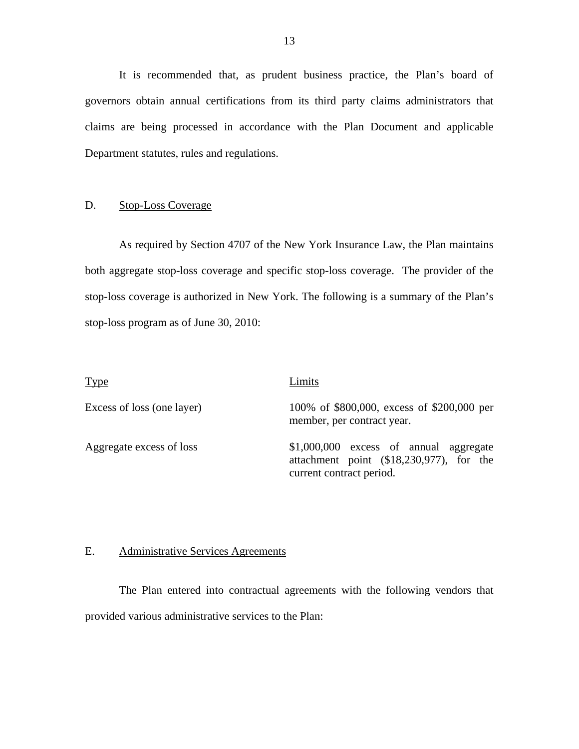It is recommended that, as prudent business practice, the Plan's board of governors obtain annual certifications from its third party claims administrators that claims are being processed in accordance with the Plan Document and applicable Department statutes, rules and regulations.

## D. Stop-Loss Coverage

As required by Section 4707 of the New York Insurance Law, the Plan maintains both aggregate stop-loss coverage and specific stop-loss coverage. The provider of the stop-loss coverage is authorized in New York. The following is a summary of the Plan's stop-loss program as of June 30, 2010:

| Type | Limits |
|---|---|
| Excess of loss (one layer) | 100% of $800,000, excess of $200,000 per member, per contract year. |
| Aggregate excess of loss | $1,000,000 excess of annual aggregate attachment point ($18,230,977), for the current contract period. |

## E. Administrative Services Agreements

The Plan entered into contractual agreements with the following vendors that provided various administrative services to the Plan: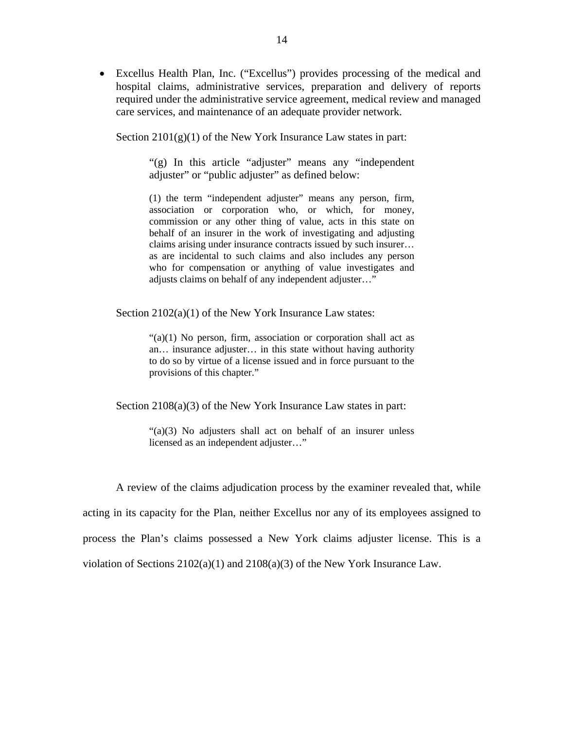- Excellus Health Plan, Inc. ("Excellus") provides processing of the medical and hospital claims, administrative services, preparation and delivery of reports required under the administrative service agreement, medical review and managed care services, and maintenance of an adequate provider network.

  Section 2101(g)(1) of the New York Insurance Law states in part:

  > "(g) In this article "adjuster" means any "independent adjuster" or "public adjuster" as defined below:
  >
  > (1) the term "independent adjuster" means any person, firm, association or corporation who, or which, for money, commission or any other thing of value, acts in this state on behalf of an insurer in the work of investigating and adjusting claims arising under insurance contracts issued by such insurer… as are incidental to such claims and also includes any person who for compensation or anything of value investigates and adjusts claims on behalf of any independent adjuster…"

  Section 2102(a)(1) of the New York Insurance Law states:

  > "(a)(1) No person, firm, association or corporation shall act as an… insurance adjuster… in this state without having authority to do so by virtue of a license issued and in force pursuant to the provisions of this chapter."

  Section 2108(a)(3) of the New York Insurance Law states in part:

  > "(a)(3) No adjusters shall act on behalf of an insurer unless licensed as an independent adjuster…"

A review of the claims adjudication process by the examiner revealed that, while acting in its capacity for the Plan, neither Excellus nor any of its employees assigned to process the Plan's claims possessed a New York claims adjuster license. This is a violation of Sections 2102(a)(1) and 2108(a)(3) of the New York Insurance Law.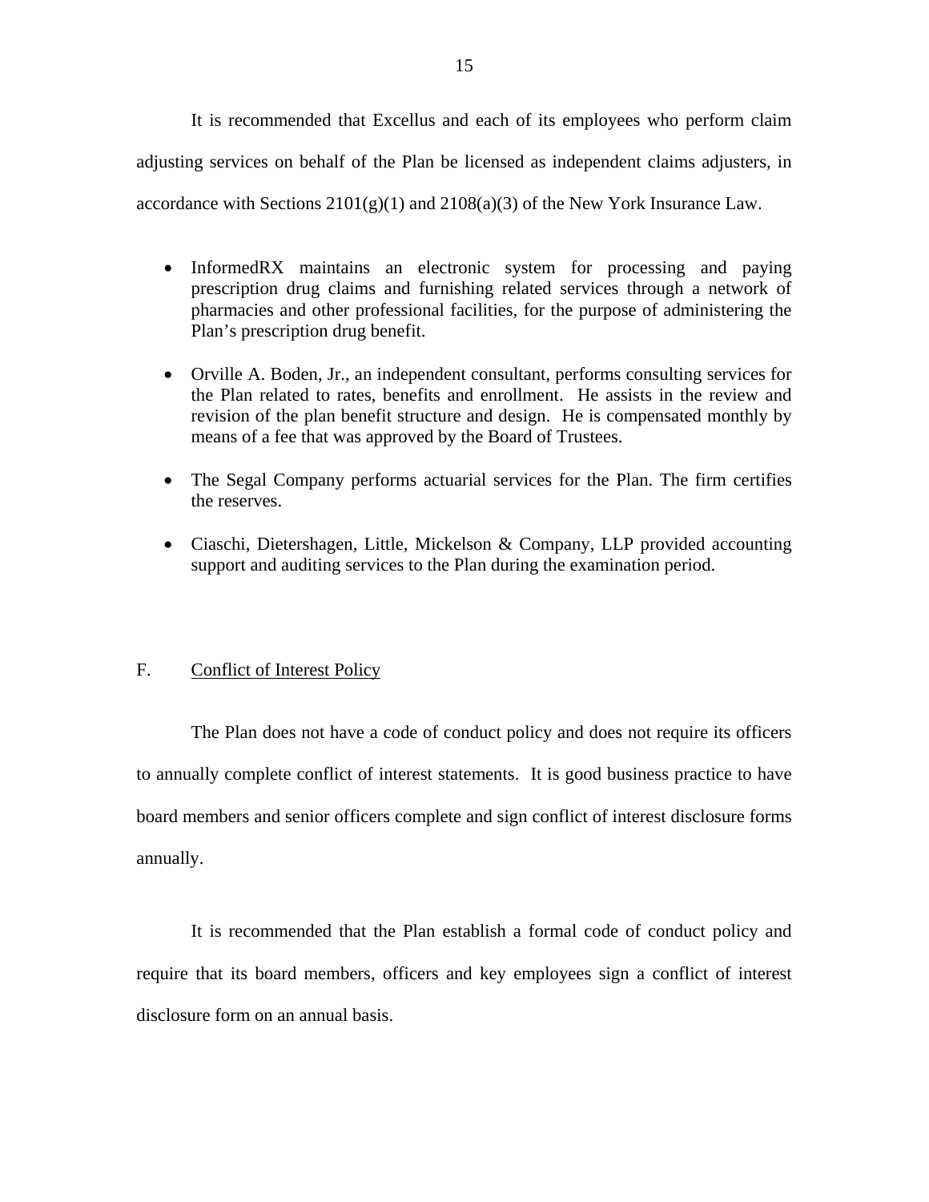It is recommended that Excellus and each of its employees who perform claim adjusting services on behalf of the Plan be licensed as independent claims adjusters, in accordance with Sections 2101(g)(1) and 2108(a)(3) of the New York Insurance Law.

- InformedRX maintains an electronic system for processing and paying prescription drug claims and furnishing related services through a network of pharmacies and other professional facilities, for the purpose of administering the Plan's prescription drug benefit.
- Orville A. Boden, Jr., an independent consultant, performs consulting services for the Plan related to rates, benefits and enrollment. He assists in the review and revision of the plan benefit structure and design. He is compensated monthly by means of a fee that was approved by the Board of Trustees.
- The Segal Company performs actuarial services for the Plan. The firm certifies the reserves.
- Ciaschi, Dietershagen, Little, Mickelson & Company, LLP provided accounting support and auditing services to the Plan during the examination period.

## F. Conflict of Interest Policy

The Plan does not have a code of conduct policy and does not require its officers to annually complete conflict of interest statements. It is good business practice to have board members and senior officers complete and sign conflict of interest disclosure forms annually.

It is recommended that the Plan establish a formal code of conduct policy and require that its board members, officers and key employees sign a conflict of interest disclosure form on an annual basis.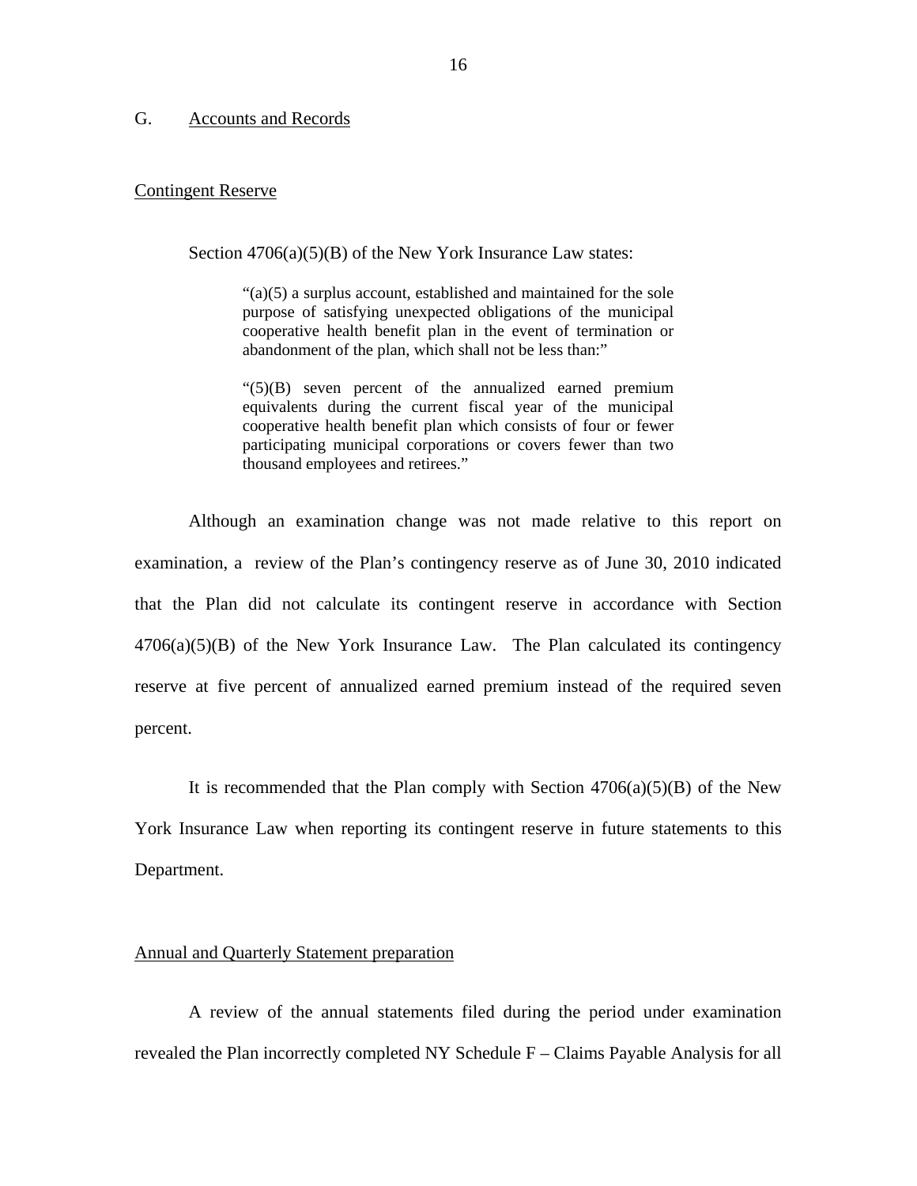G. Accounts and Records

Contingent Reserve

Section 4706(a)(5)(B) of the New York Insurance Law states:

> "(a)(5) a surplus account, established and maintained for the sole purpose of satisfying unexpected obligations of the municipal cooperative health benefit plan in the event of termination or abandonment of the plan, which shall not be less than:"
>
> "(5)(B) seven percent of the annualized earned premium equivalents during the current fiscal year of the municipal cooperative health benefit plan which consists of four or fewer participating municipal corporations or covers fewer than two thousand employees and retirees."

Although an examination change was not made relative to this report on examination, a review of the Plan's contingency reserve as of June 30, 2010 indicated that the Plan did not calculate its contingent reserve in accordance with Section 4706(a)(5)(B) of the New York Insurance Law. The Plan calculated its contingency reserve at five percent of annualized earned premium instead of the required seven percent.

It is recommended that the Plan comply with Section 4706(a)(5)(B) of the New York Insurance Law when reporting its contingent reserve in future statements to this Department.

Annual and Quarterly Statement preparation

A review of the annual statements filed during the period under examination revealed the Plan incorrectly completed NY Schedule F – Claims Payable Analysis for all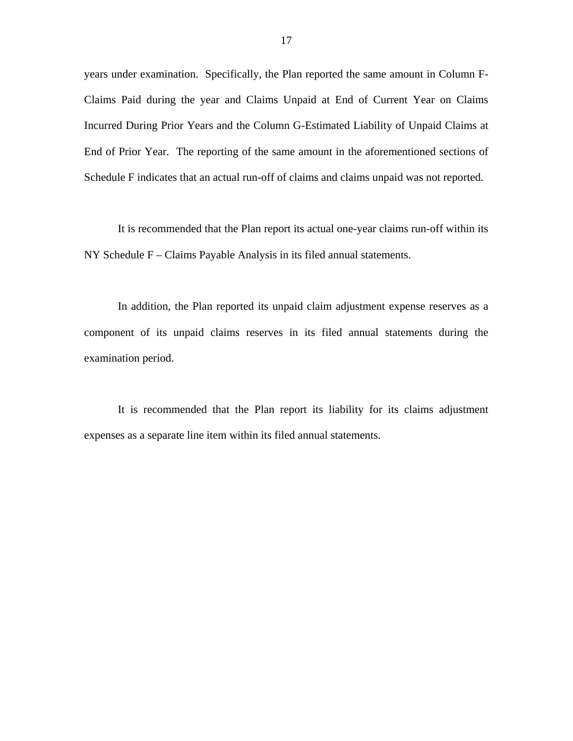years under examination. Specifically, the Plan reported the same amount in Column F-Claims Paid during the year and Claims Unpaid at End of Current Year on Claims Incurred During Prior Years and the Column G-Estimated Liability of Unpaid Claims at End of Prior Year. The reporting of the same amount in the aforementioned sections of Schedule F indicates that an actual run-off of claims and claims unpaid was not reported.

It is recommended that the Plan report its actual one-year claims run-off within its NY Schedule F – Claims Payable Analysis in its filed annual statements.

In addition, the Plan reported its unpaid claim adjustment expense reserves as a component of its unpaid claims reserves in its filed annual statements during the examination period.

It is recommended that the Plan report its liability for its claims adjustment expenses as a separate line item within its filed annual statements.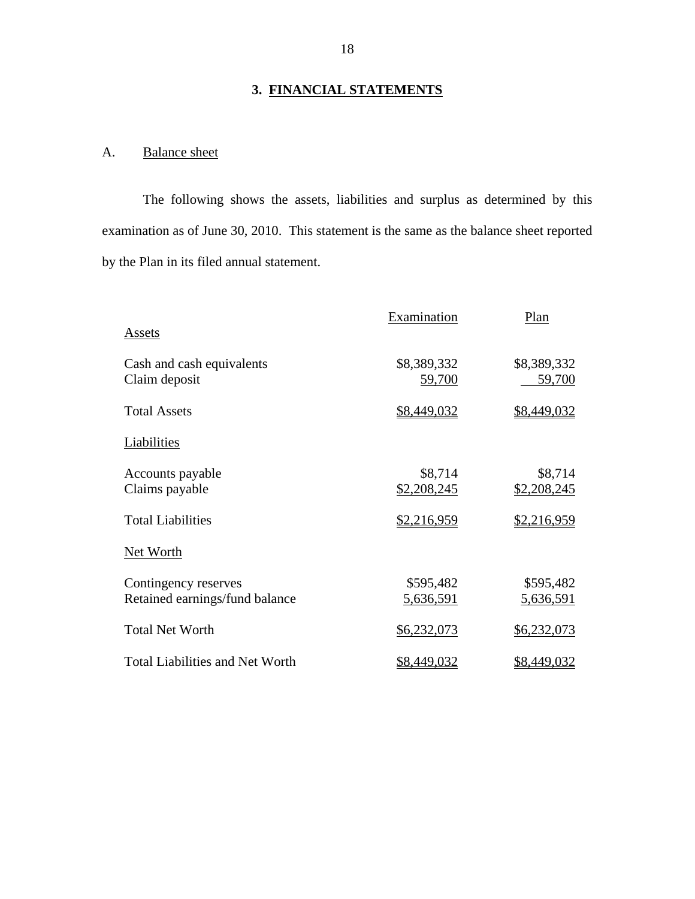## 3. FINANCIAL STATEMENTS

### A. Balance sheet

The following shows the assets, liabilities and surplus as determined by this examination as of June 30, 2010. This statement is the same as the balance sheet reported by the Plan in its filed annual statement.

| | Examination | Plan |
|---|---|---|
| Assets | | |
| Cash and cash equivalents | $8,389,332 | $8,389,332 |
| Claim deposit | 59,700 | 59,700 |
| Total Assets | $8,449,032 | $8,449,032 |
| Liabilities | | |
| Accounts payable | $8,714 | $8,714 |
| Claims payable | $2,208,245 | $2,208,245 |
| Total Liabilities | $2,216,959 | $2,216,959 |
| Net Worth | | |
| Contingency reserves | $595,482 | $595,482 |
| Retained earnings/fund balance | 5,636,591 | 5,636,591 |
| Total Net Worth | $6,232,073 | $6,232,073 |
| Total Liabilities and Net Worth | $8,449,032 | $8,449,032 |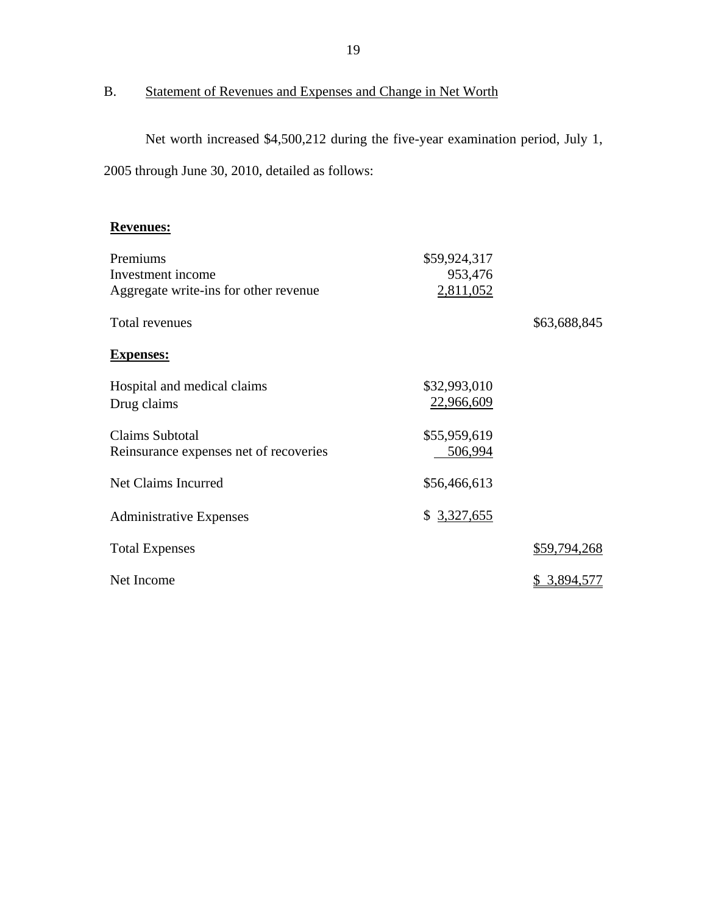B. Statement of Revenues and Expenses and Change in Net Worth

Net worth increased $4,500,212 during the five-year examination period, July 1, 2005 through June 30, 2010, detailed as follows:

| | | |
|---|---|---|
| **Revenues:** | | |
| Premiums | $59,924,317 | |
| Investment income | 953,476 | |
| Aggregate write-ins for other revenue | 2,811,052 | |
| Total revenues | | $63,688,845 |
| **Expenses:** | | |
| Hospital and medical claims | $32,993,010 | |
| Drug claims | 22,966,609 | |
| Claims Subtotal | $55,959,619 | |
| Reinsurance expenses net of recoveries | 506,994 | |
| Net Claims Incurred | $56,466,613 | |
| Administrative Expenses | $ 3,327,655 | |
| Total Expenses | | $59,794,268 |
| Net Income | | $ 3,894,577 |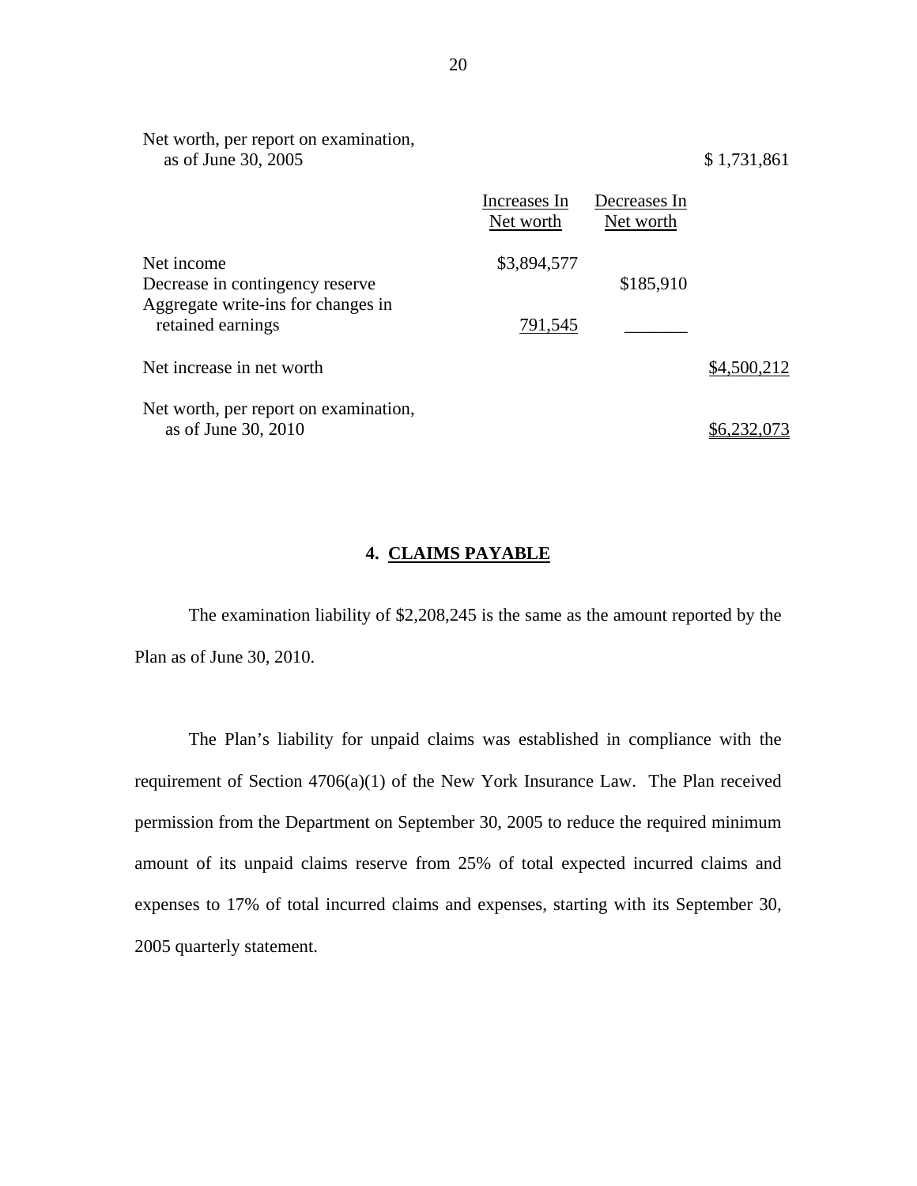| | Increases In Net worth | Decreases In Net worth | |
|---|---|---|---|
| Net worth, per report on examination, as of June 30, 2005 | | | $ 1,731,861 |
| Net income | $3,894,577 | | |
| Decrease in contingency reserve | | $185,910 | |
| Aggregate write-ins for changes in retained earnings | 791,545 | _______ | |
| Net increase in net worth | | | $4,500,212 |
| Net worth, per report on examination, as of June 30, 2010 | | | $6,232,073 |

## 4. CLAIMS PAYABLE

The examination liability of $2,208,245 is the same as the amount reported by the Plan as of June 30, 2010.

The Plan's liability for unpaid claims was established in compliance with the requirement of Section 4706(a)(1) of the New York Insurance Law. The Plan received permission from the Department on September 30, 2005 to reduce the required minimum amount of its unpaid claims reserve from 25% of total expected incurred claims and expenses to 17% of total incurred claims and expenses, starting with its September 30, 2005 quarterly statement.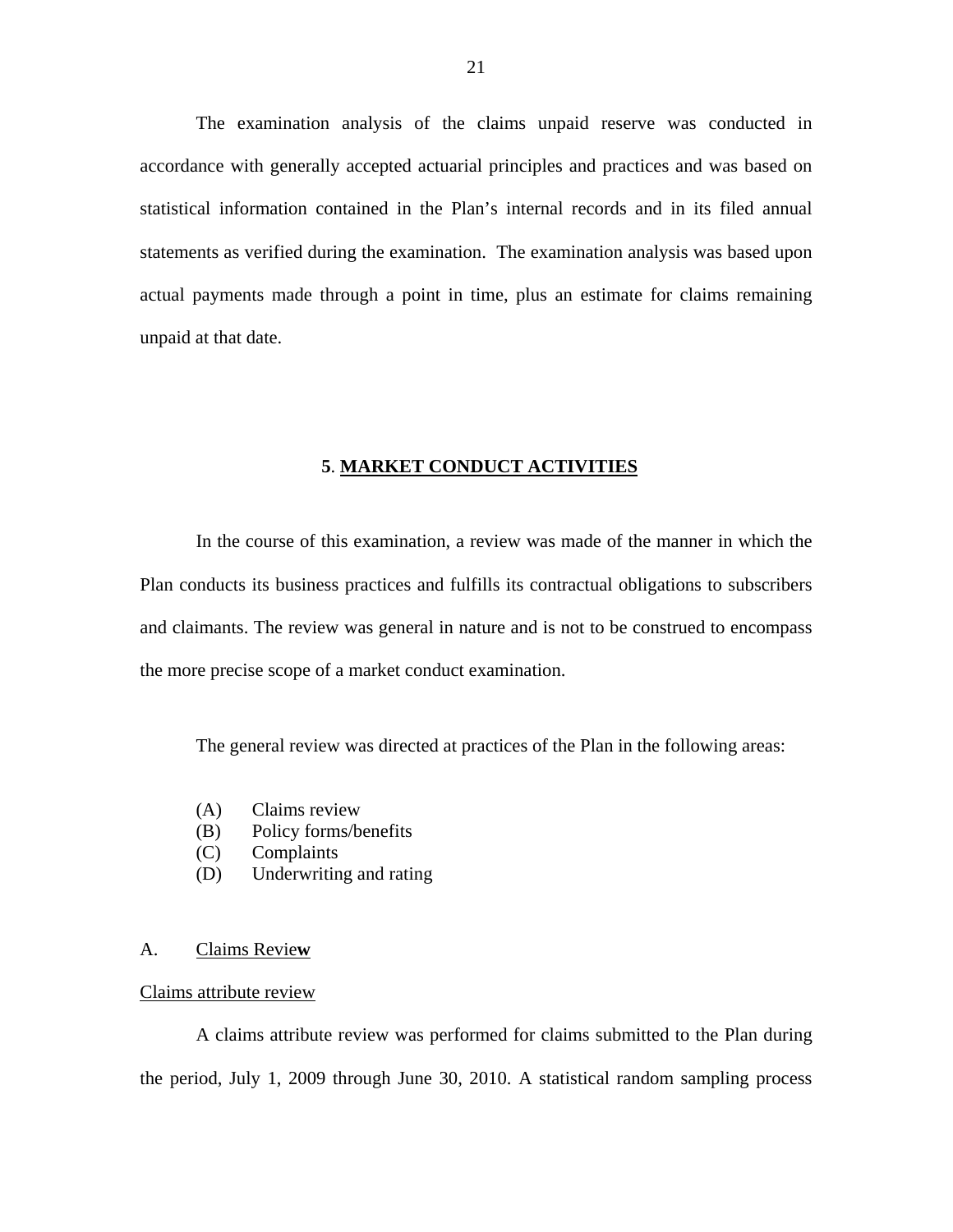The examination analysis of the claims unpaid reserve was conducted in accordance with generally accepted actuarial principles and practices and was based on statistical information contained in the Plan's internal records and in its filed annual statements as verified during the examination. The examination analysis was based upon actual payments made through a point in time, plus an estimate for claims remaining unpaid at that date.

## 5. MARKET CONDUCT ACTIVITIES

In the course of this examination, a review was made of the manner in which the Plan conducts its business practices and fulfills its contractual obligations to subscribers and claimants. The review was general in nature and is not to be construed to encompass the more precise scope of a market conduct examination.

The general review was directed at practices of the Plan in the following areas:

(A) Claims review
(B) Policy forms/benefits
(C) Complaints
(D) Underwriting and rating

### A. Claims Review

Claims attribute review

A claims attribute review was performed for claims submitted to the Plan during the period, July 1, 2009 through June 30, 2010. A statistical random sampling process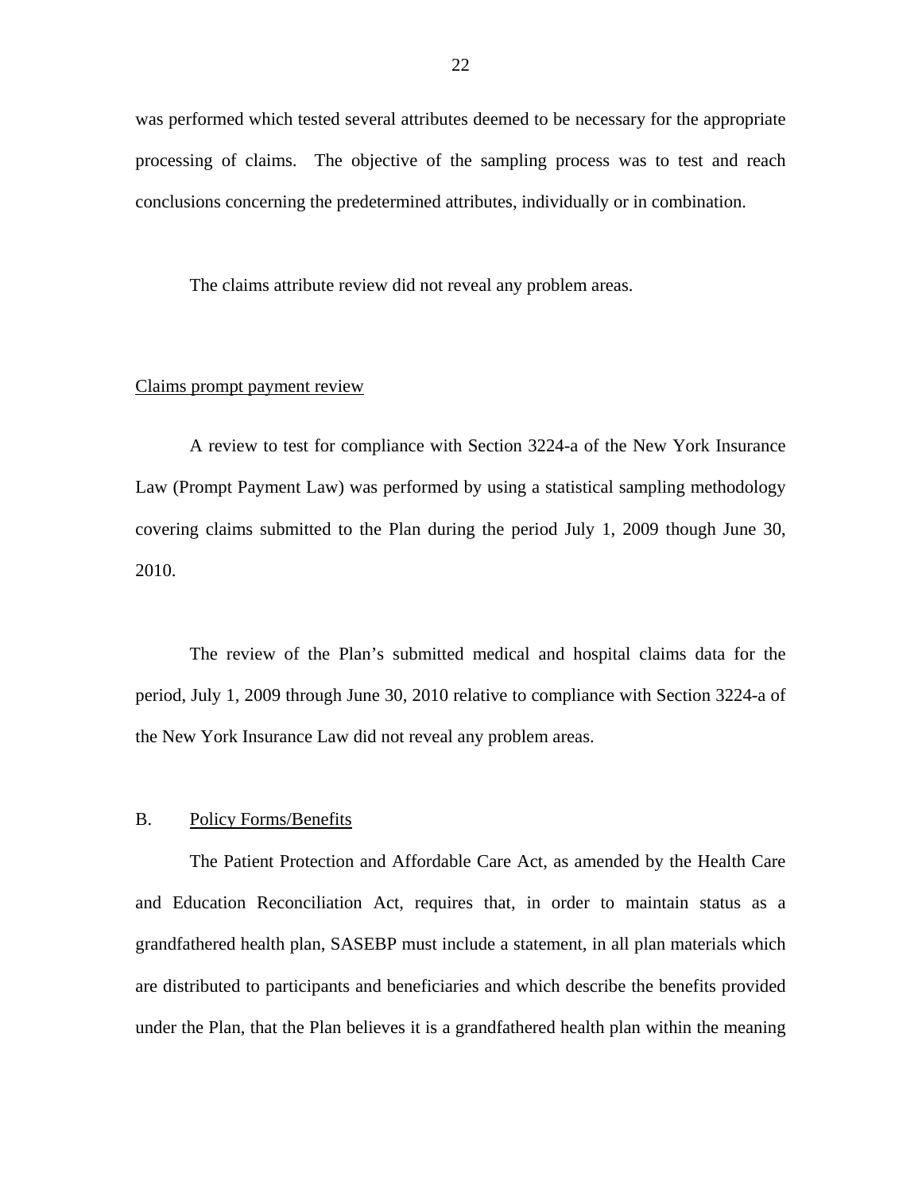was performed which tested several attributes deemed to be necessary for the appropriate processing of claims. The objective of the sampling process was to test and reach conclusions concerning the predetermined attributes, individually or in combination.

The claims attribute review did not reveal any problem areas.

Claims prompt payment review

A review to test for compliance with Section 3224-a of the New York Insurance Law (Prompt Payment Law) was performed by using a statistical sampling methodology covering claims submitted to the Plan during the period July 1, 2009 though June 30, 2010.

The review of the Plan's submitted medical and hospital claims data for the period, July 1, 2009 through June 30, 2010 relative to compliance with Section 3224-a of the New York Insurance Law did not reveal any problem areas.

B. Policy Forms/Benefits

The Patient Protection and Affordable Care Act, as amended by the Health Care and Education Reconciliation Act, requires that, in order to maintain status as a grandfathered health plan, SASEBP must include a statement, in all plan materials which are distributed to participants and beneficiaries and which describe the benefits provided under the Plan, that the Plan believes it is a grandfathered health plan within the meaning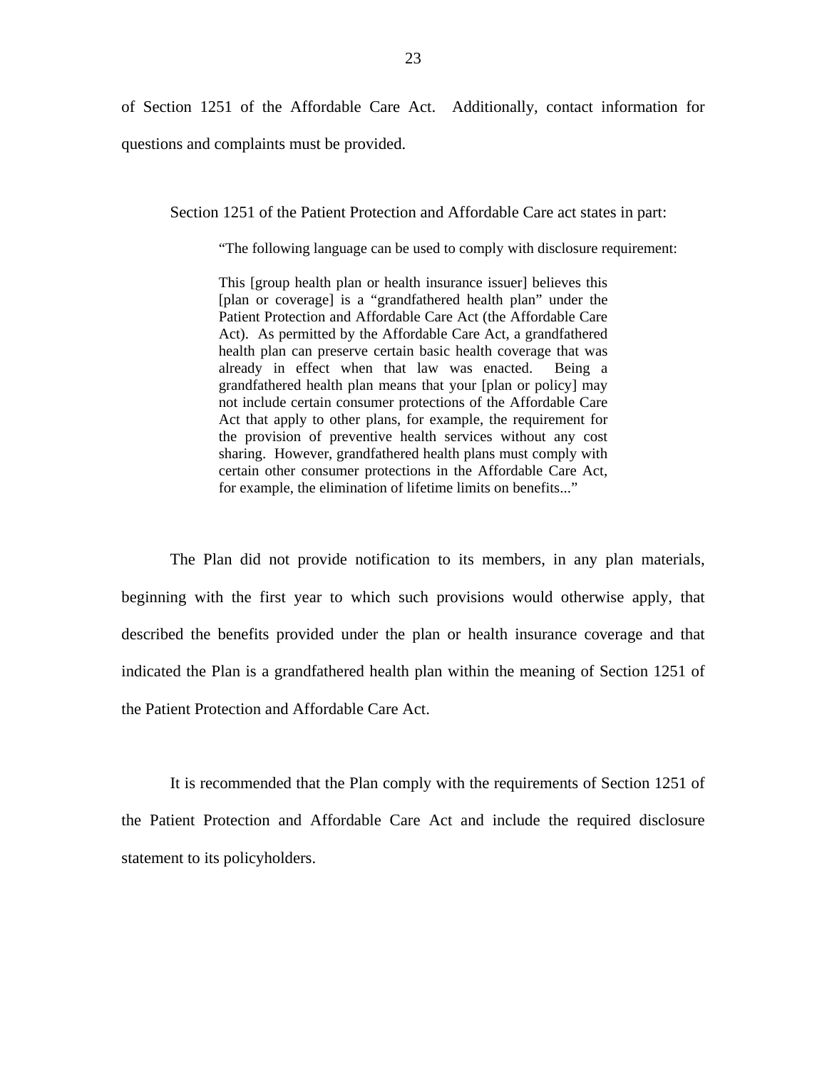of Section 1251 of the Affordable Care Act. Additionally, contact information for questions and complaints must be provided.

Section 1251 of the Patient Protection and Affordable Care act states in part:

> "The following language can be used to comply with disclosure requirement:
>
> This [group health plan or health insurance issuer] believes this [plan or coverage] is a "grandfathered health plan" under the Patient Protection and Affordable Care Act (the Affordable Care Act). As permitted by the Affordable Care Act, a grandfathered health plan can preserve certain basic health coverage that was already in effect when that law was enacted. Being a grandfathered health plan means that your [plan or policy] may not include certain consumer protections of the Affordable Care Act that apply to other plans, for example, the requirement for the provision of preventive health services without any cost sharing. However, grandfathered health plans must comply with certain other consumer protections in the Affordable Care Act, for example, the elimination of lifetime limits on benefits..."

The Plan did not provide notification to its members, in any plan materials, beginning with the first year to which such provisions would otherwise apply, that described the benefits provided under the plan or health insurance coverage and that indicated the Plan is a grandfathered health plan within the meaning of Section 1251 of the Patient Protection and Affordable Care Act.

It is recommended that the Plan comply with the requirements of Section 1251 of the Patient Protection and Affordable Care Act and include the required disclosure statement to its policyholders.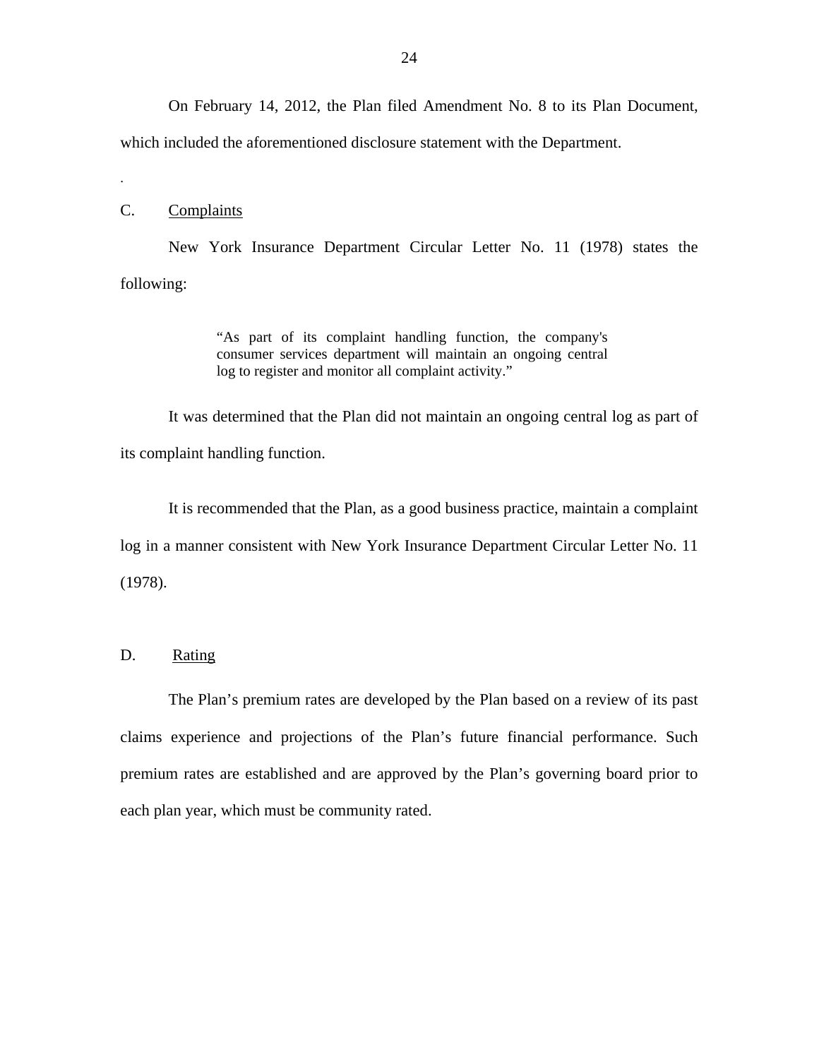On February 14, 2012, the Plan filed Amendment No. 8 to its Plan Document, which included the aforementioned disclosure statement with the Department.

.

C. Complaints

New York Insurance Department Circular Letter No. 11 (1978) states the following:

> "As part of its complaint handling function, the company's consumer services department will maintain an ongoing central log to register and monitor all complaint activity."

It was determined that the Plan did not maintain an ongoing central log as part of its complaint handling function.

It is recommended that the Plan, as a good business practice, maintain a complaint log in a manner consistent with New York Insurance Department Circular Letter No. 11 (1978).

D. Rating

The Plan's premium rates are developed by the Plan based on a review of its past claims experience and projections of the Plan's future financial performance. Such premium rates are established and are approved by the Plan's governing board prior to each plan year, which must be community rated.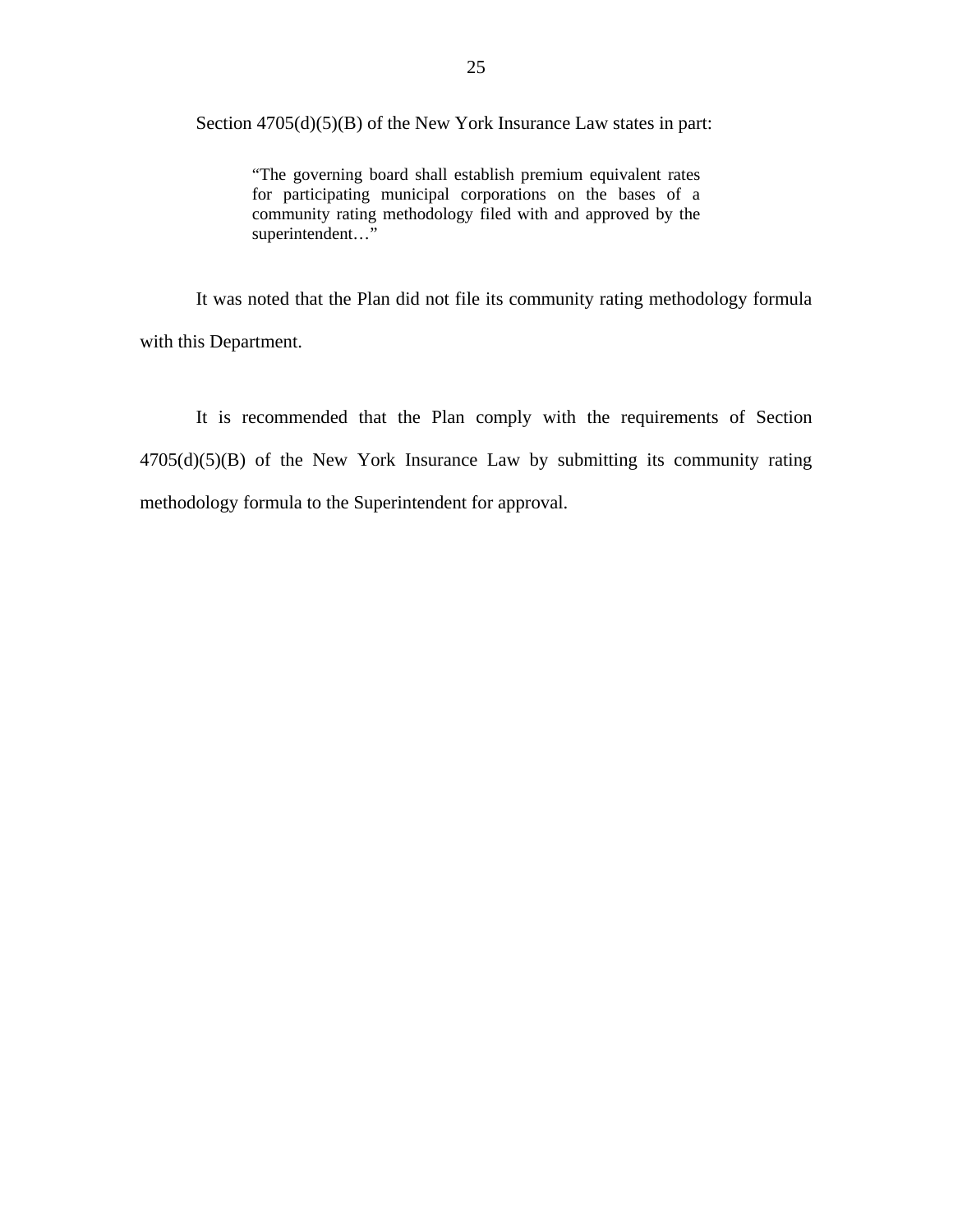Section 4705(d)(5)(B) of the New York Insurance Law states in part:

> "The governing board shall establish premium equivalent rates for participating municipal corporations on the bases of a community rating methodology filed with and approved by the superintendent…"

It was noted that the Plan did not file its community rating methodology formula with this Department.

It is recommended that the Plan comply with the requirements of Section 4705(d)(5)(B) of the New York Insurance Law by submitting its community rating methodology formula to the Superintendent for approval.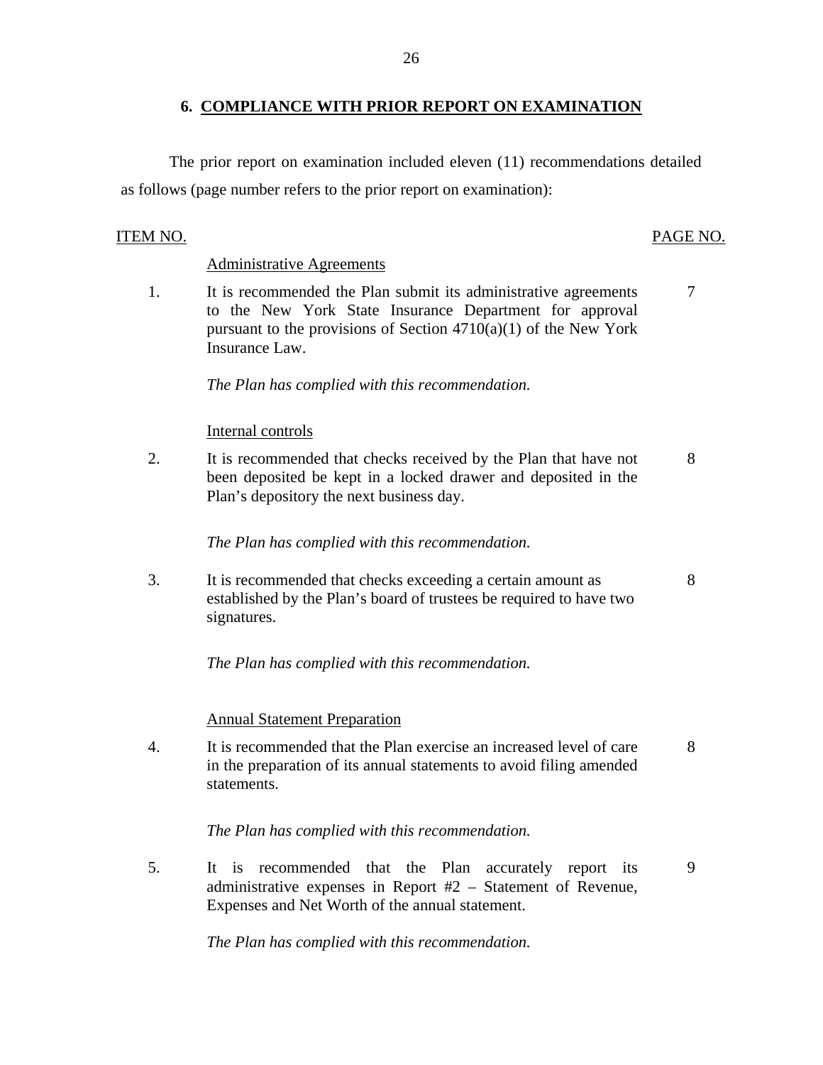## 6. COMPLIANCE WITH PRIOR REPORT ON EXAMINATION

The prior report on examination included eleven (11) recommendations detailed as follows (page number refers to the prior report on examination):

| ITEM NO. | | PAGE NO. |
|---|---|---|
| | Administrative Agreements | |
| 1. | It is recommended the Plan submit its administrative agreements to the New York State Insurance Department for approval pursuant to the provisions of Section 4710(a)(1) of the New York Insurance Law. | 7 |
| | *The Plan has complied with this recommendation.* | |
| | Internal controls | |
| 2. | It is recommended that checks received by the Plan that have not been deposited be kept in a locked drawer and deposited in the Plan's depository the next business day. | 8 |
| | *The Plan has complied with this recommendation.* | |
| 3. | It is recommended that checks exceeding a certain amount as established by the Plan's board of trustees be required to have two signatures. | 8 |
| | *The Plan has complied with this recommendation.* | |
| | Annual Statement Preparation | |
| 4. | It is recommended that the Plan exercise an increased level of care in the preparation of its annual statements to avoid filing amended statements. | 8 |
| | *The Plan has complied with this recommendation.* | |
| 5. | It is recommended that the Plan accurately report its administrative expenses in Report #2 – Statement of Revenue, Expenses and Net Worth of the annual statement. | 9 |
| | *The Plan has complied with this recommendation.* | |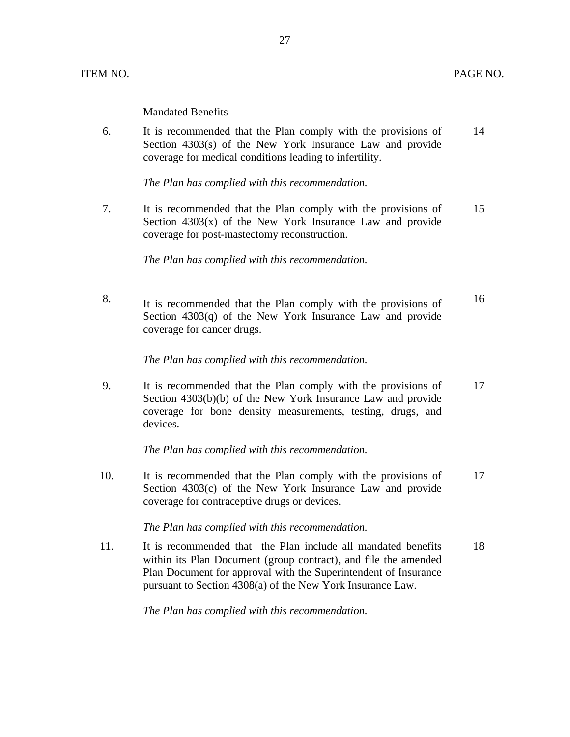| ITEM NO. | | PAGE NO. |
|---|---|---|
| | Mandated Benefits | |
| 6. | It is recommended that the Plan comply with the provisions of Section 4303(s) of the New York Insurance Law and provide coverage for medical conditions leading to infertility.<br><br>*The Plan has complied with this recommendation.* | 14 |
| 7. | It is recommended that the Plan comply with the provisions of Section 4303(x) of the New York Insurance Law and provide coverage for post-mastectomy reconstruction.<br><br>*The Plan has complied with this recommendation.* | 15 |
| 8. | It is recommended that the Plan comply with the provisions of Section 4303(q) of the New York Insurance Law and provide coverage for cancer drugs.<br><br>*The Plan has complied with this recommendation.* | 16 |
| 9. | It is recommended that the Plan comply with the provisions of Section 4303(b)(b) of the New York Insurance Law and provide coverage for bone density measurements, testing, drugs, and devices.<br><br>*The Plan has complied with this recommendation.* | 17 |
| 10. | It is recommended that the Plan comply with the provisions of Section 4303(c) of the New York Insurance Law and provide coverage for contraceptive drugs or devices.<br><br>*The Plan has complied with this recommendation.* | 17 |
| 11. | It is recommended that the Plan include all mandated benefits within its Plan Document (group contract), and file the amended Plan Document for approval with the Superintendent of Insurance pursuant to Section 4308(a) of the New York Insurance Law.<br><br>*The Plan has complied with this recommendation.* | 18 |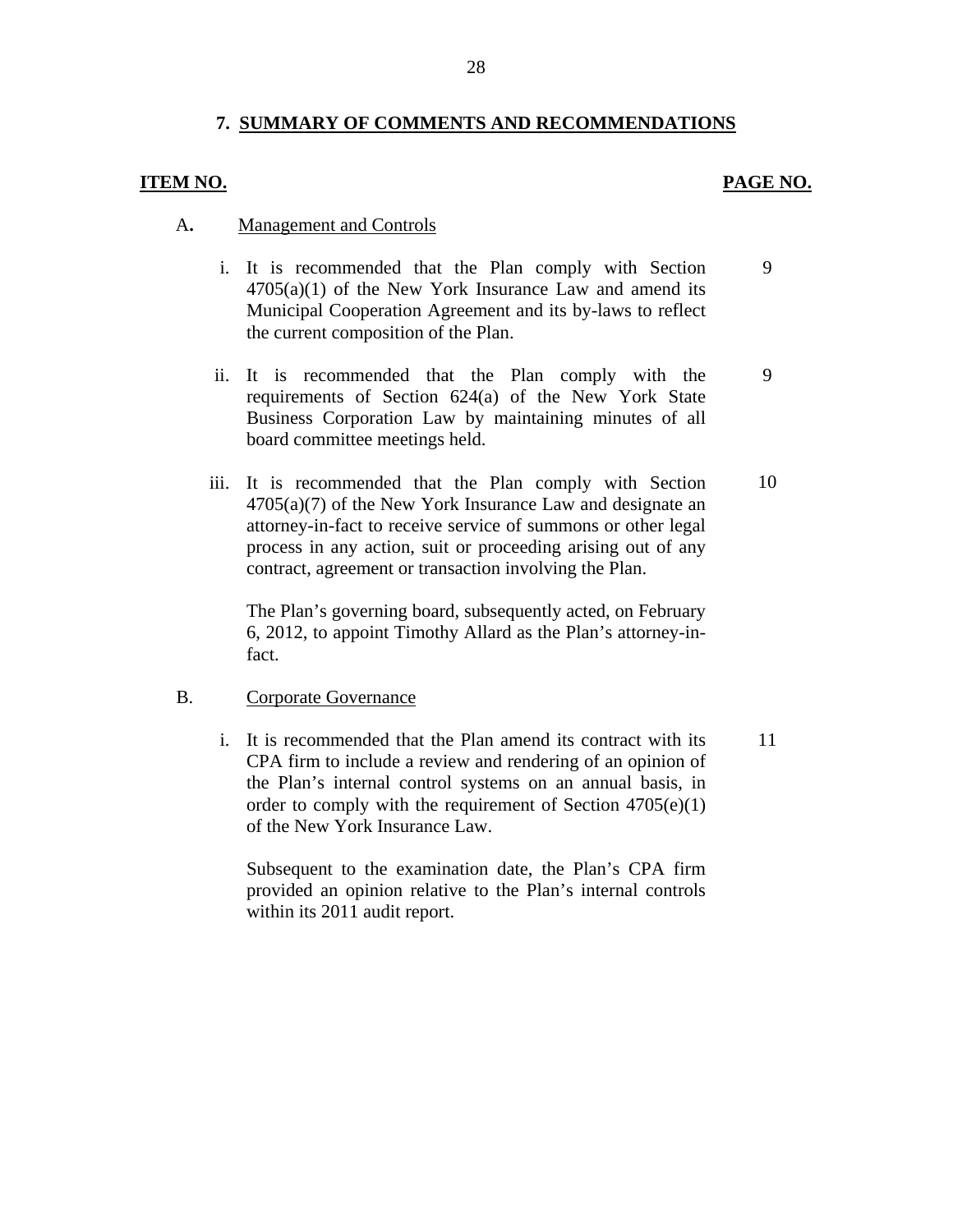## 7. SUMMARY OF COMMENTS AND RECOMMENDATIONS

| ITEM NO. | | PAGE NO. |
|---|---|---|
| A. | Management and Controls | |
| i. | It is recommended that the Plan comply with Section 4705(a)(1) of the New York Insurance Law and amend its Municipal Cooperation Agreement and its by-laws to reflect the current composition of the Plan. | 9 |
| ii. | It is recommended that the Plan comply with the requirements of Section 624(a) of the New York State Business Corporation Law by maintaining minutes of all board committee meetings held. | 9 |
| iii. | It is recommended that the Plan comply with Section 4705(a)(7) of the New York Insurance Law and designate an attorney-in-fact to receive service of summons or other legal process in any action, suit or proceeding arising out of any contract, agreement or transaction involving the Plan.<br><br>The Plan's governing board, subsequently acted, on February 6, 2012, to appoint Timothy Allard as the Plan's attorney-in-fact. | 10 |
| B. | Corporate Governance | |
| i. | It is recommended that the Plan amend its contract with its CPA firm to include a review and rendering of an opinion of the Plan's internal control systems on an annual basis, in order to comply with the requirement of Section 4705(e)(1) of the New York Insurance Law.<br><br>Subsequent to the examination date, the Plan's CPA firm provided an opinion relative to the Plan's internal controls within its 2011 audit report. | 11 |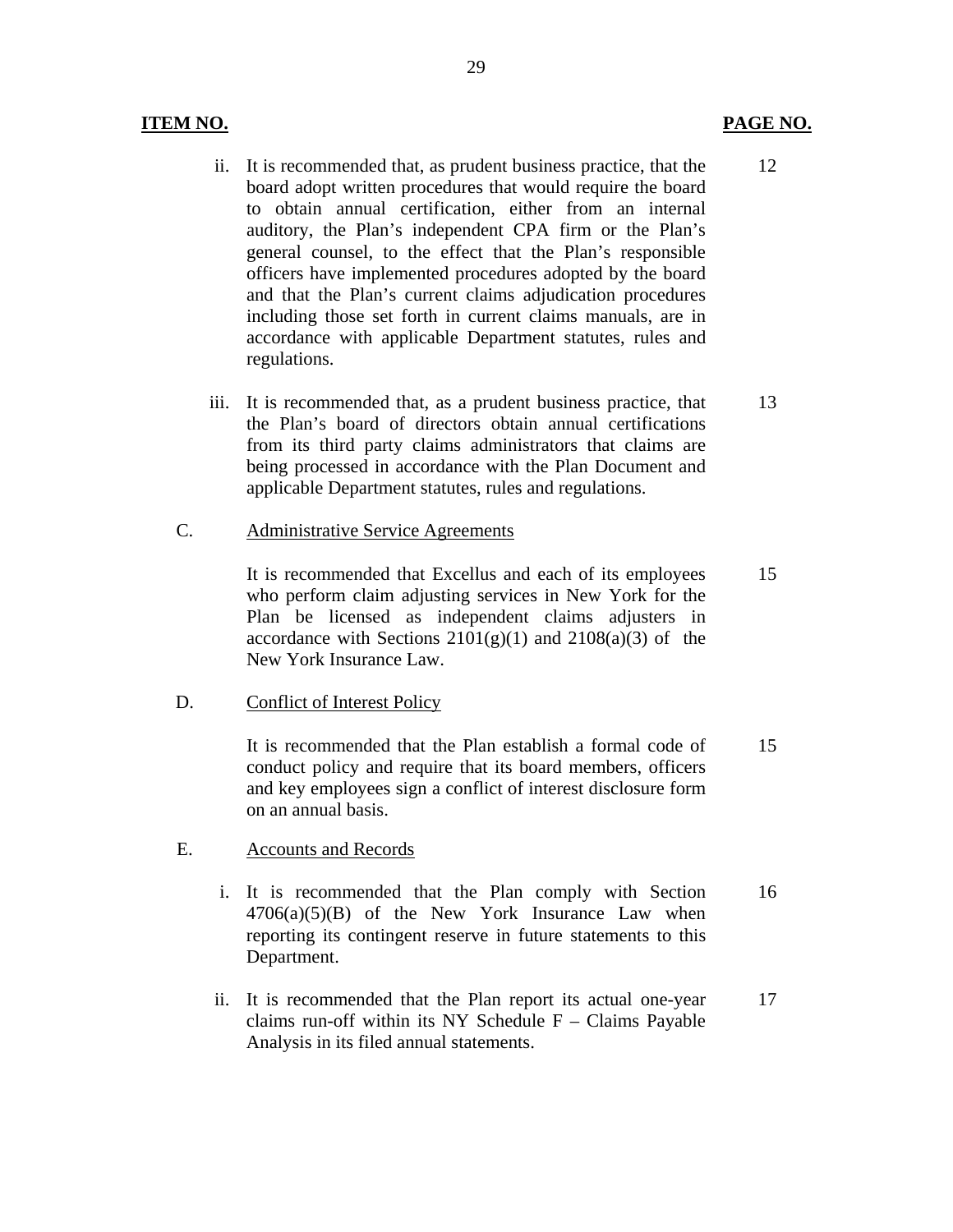| ITEM NO. | | PAGE NO. |
|---|---|---|
| | ii. It is recommended that, as prudent business practice, that the board adopt written procedures that would require the board to obtain annual certification, either from an internal auditory, the Plan's independent CPA firm or the Plan's general counsel, to the effect that the Plan's responsible officers have implemented procedures adopted by the board and that the Plan's current claims adjudication procedures including those set forth in current claims manuals, are in accordance with applicable Department statutes, rules and regulations. | 12 |
| | iii. It is recommended that, as a prudent business practice, that the Plan's board of directors obtain annual certifications from its third party claims administrators that claims are being processed in accordance with the Plan Document and applicable Department statutes, rules and regulations. | 13 |
| C. | Administrative Service Agreements | |
| | It is recommended that Excellus and each of its employees who perform claim adjusting services in New York for the Plan be licensed as independent claims adjusters in accordance with Sections 2101(g)(1) and 2108(a)(3) of the New York Insurance Law. | 15 |
| D. | Conflict of Interest Policy | |
| | It is recommended that the Plan establish a formal code of conduct policy and require that its board members, officers and key employees sign a conflict of interest disclosure form on an annual basis. | 15 |
| E. | Accounts and Records | |
| | i. It is recommended that the Plan comply with Section 4706(a)(5)(B) of the New York Insurance Law when reporting its contingent reserve in future statements to this Department. | 16 |
| | ii. It is recommended that the Plan report its actual one-year claims run-off within its NY Schedule F – Claims Payable Analysis in its filed annual statements. | 17 |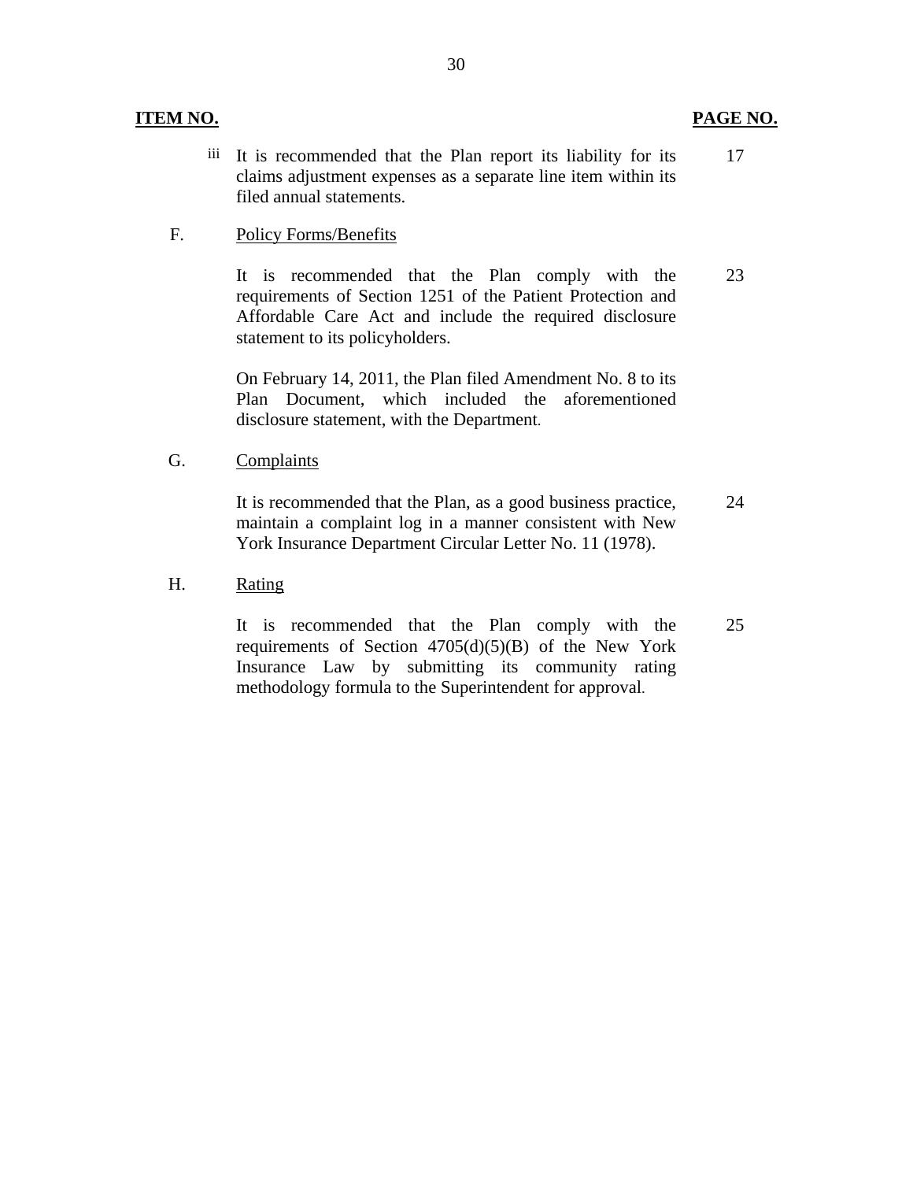| ITEM NO. | | PAGE NO. |
|---|---|---|
| iii | It is recommended that the Plan report its liability for its claims adjustment expenses as a separate line item within its filed annual statements. | 17 |
| F. | Policy Forms/Benefits | |
| | It is recommended that the Plan comply with the requirements of Section 1251 of the Patient Protection and Affordable Care Act and include the required disclosure statement to its policyholders. | 23 |
| | On February 14, 2011, the Plan filed Amendment No. 8 to its Plan Document, which included the aforementioned disclosure statement, with the Department. | |
| G. | Complaints | |
| | It is recommended that the Plan, as a good business practice, maintain a complaint log in a manner consistent with New York Insurance Department Circular Letter No. 11 (1978). | 24 |
| H. | Rating | |
| | It is recommended that the Plan comply with the requirements of Section 4705(d)(5)(B) of the New York Insurance Law by submitting its community rating methodology formula to the Superintendent for approval. | 25 |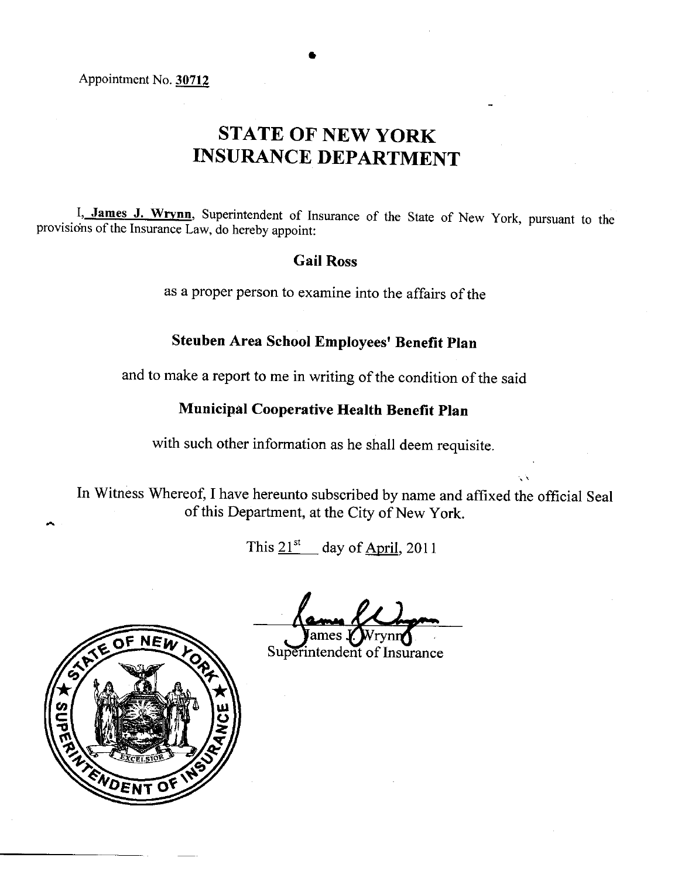Appointment No. **30712**

# STATE OF NEW YORK
# INSURANCE DEPARTMENT

I, **James J. Wrynn**, Superintendent of Insurance of the State of New York, pursuant to the provisions of the Insurance Law, do hereby appoint:

**Gail Ross**

as a proper person to examine into the affairs of the

**Steuben Area School Employees' Benefit Plan**

and to make a report to me in writing of the condition of the said

**Municipal Cooperative Health Benefit Plan**

with such other information as he shall deem requisite.

In Witness Whereof, I have hereunto subscribed by name and affixed the official Seal of this Department, at the City of New York.

This 21st day of April, 2011

James J. Wrynn
Superintendent of Insurance